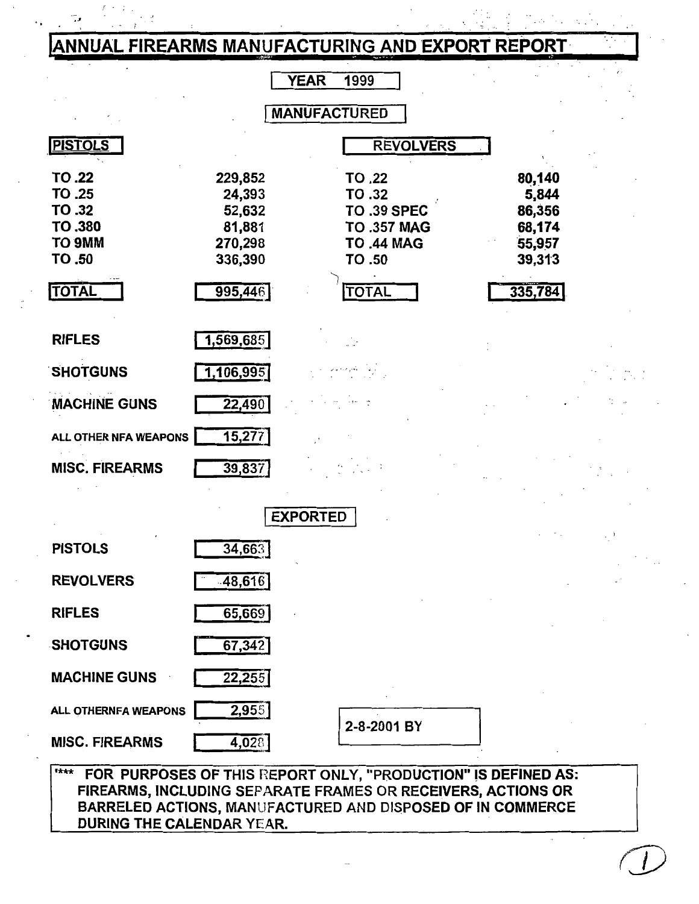# ANNUAL FIREARMS MANUFACTURING AND EXPORT REPORT

**YEAR 1999**

## MANUFACTURED

| PISTOLS | | REVOLVERS | |
|---|---|---|---|
| TO .22 | 229,852 | TO .22 | 80,140 |
| TO .25 | 24,393 | TO .32 | 5,844 |
| TO .32 | 52,632 | TO .39 SPEC | 86,356 |
| TO .380 | 81,881 | TO .357 MAG | 68,174 |
| TO 9MM | 270,298 | TO .44 MAG | 55,957 |
| TO .50 | 336,390 | TO .50 | 39,313 |
| **TOTAL** | **995,446** | **TOTAL** | **335,784** |

| | |
|---|---|
| RIFLES | 1,569,685 |
| SHOTGUNS | 1,106,995 |
| MACHINE GUNS | 22,490 |
| ALL OTHER NFA WEAPONS | 15,277 |
| MISC. FIREARMS | 39,837 |

## EXPORTED

| | |
|---|---|
| PISTOLS | 34,663 |
| REVOLVERS | 48,616 |
| RIFLES | 65,669 |
| SHOTGUNS | 67,342 |
| MACHINE GUNS | 22,255 |
| ALL OTHERNFA WEAPONS | 2,955 |
| MISC. FIREARMS | 4,028 |

2-8-2001 BY

\*\*\* FOR PURPOSES OF THIS REPORT ONLY, "PRODUCTION" IS DEFINED AS: FIREARMS, INCLUDING SEPARATE FRAMES OR RECEIVERS, ACTIONS OR BARRELED ACTIONS, MANUFACTURED AND DISPOSED OF IN COMMERCE DURING THE CALENDAR YEAR.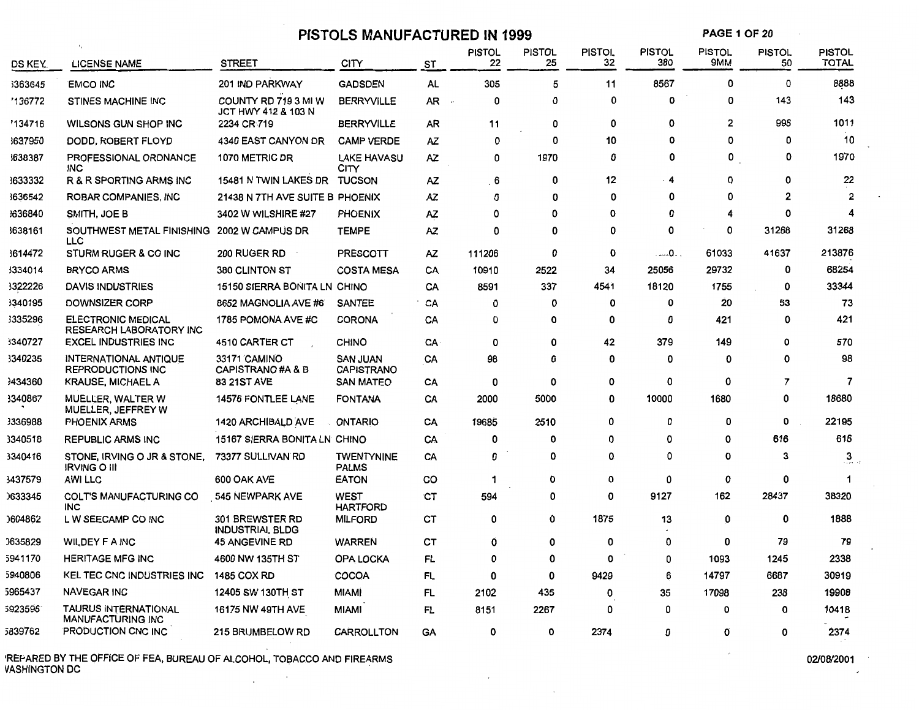# PISTOLS MANUFACTURED IN 1999

| DS KEY | LICENSE NAME | STREET | CITY | ST | PISTOL 22 | PISTOL 25 | PISTOL 32 | PISTOL 380 | PISTOL 9MM | PISTOL 50 | PISTOL TOTAL |
|---|---|---|---|---|---|---|---|---|---|---|---|
| 363645 | EMCO INC | 201 IND PARKWAY | GADSDEN | AL | 305 | 5 | 11 | 8567 | 0 | 0 | 8888 |
| 136772 | STINES MACHINE INC | COUNTY RD 719 3 MI W JCT HWY 412 & 103 N | BERRYVILLE | AR | 0 | 0 | 0 | 0 | 0 | 143 | 143 |
| 134716 | WILSONS GUN SHOP INC | 2234 CR 719 | BERRYVILLE | AR | 11 | 0 | 0 | 0 | 2 | 998 | 1011 |
| 637950 | DODD, ROBERT FLOYD | 4340 EAST CANYON DR | CAMP VERDE | AZ | 0 | 0 | 10 | 0 | 0 | 0 | 10 |
| 638387 | PROFESSIONAL ORDNANCE INC | 1070 METRIC DR | LAKE HAVASU CITY | AZ | 0 | 1970 | 0 | 0 | 0 | 0 | 1970 |
| 633332 | R & R SPORTING ARMS INC | 15481 N TWIN LAKES DR | TUCSON | AZ | 6 | 0 | 12 | 4 | 0 | 0 | 22 |
| 636542 | ROBAR COMPANIES, INC | 21438 N 7TH AVE SUITE B | PHOENIX | AZ | 0 | 0 | 0 | 0 | 0 | 2 | 2 |
| 636840 | SMITH, JOE B | 3402 W WILSHIRE #27 | PHOENIX | AZ | 0 | 0 | 0 | 0 | 4 | 0 | 4 |
| 638161 | SOUTHWEST METAL FINISHING LLC | 2002 W CAMPUS DR | TEMPE | AZ | 0 | 0 | 0 | 0 | 0 | 31268 | 31268 |
| 614472 | STURM RUGER & CO INC | 200 RUGER RD | PRESCOTT | AZ | 111206 | 0 | 0 | 0 | 61033 | 41637 | 213876 |
| 334014 | BRYCO ARMS | 380 CLINTON ST | COSTA MESA | CA | 10910 | 2522 | 34 | 25056 | 29732 | 0 | 68254 |
| 322226 | DAVIS INDUSTRIES | 15150 SIERRA BONITA LN | CHINO | CA | 8591 | 337 | 4541 | 18120 | 1755 | 0 | 33344 |
| 340195 | DOWNSIZER CORP | 8652 MAGNOLIA AVE #6 | SANTEE | CA | 0 | 0 | 0 | 0 | 20 | 53 | 73 |
| 335296 | ELECTRONIC MEDICAL RESEARCH LABORATORY INC | 1785 POMONA AVE #C | CORONA | CA | 0 | 0 | 0 | 0 | 421 | 0 | 421 |
| 340727 | EXCEL INDUSTRIES INC | 4510 CARTER CT | CHINO | CA | 0 | 0 | 42 | 379 | 149 | 0 | 570 |
| 340235 | INTERNATIONAL ANTIQUE REPRODUCTIONS INC | 33171 CAMINO CAPISTRANO #A & B | SAN JUAN CAPISTRANO | CA | 98 | 0 | 0 | 0 | 0 | 0 | 98 |
| 434360 | KRAUSE, MICHAEL A | 83 21ST AVE | SAN MATEO | CA | 0 | 0 | 0 | 0 | 0 | 7 | 7 |
| 340867 | MUELLER, WALTER W MUELLER, JEFFREY W | 14576 FONTLEE LANE | FONTANA | CA | 2000 | 5000 | 0 | 10000 | 1680 | 0 | 18680 |
| 336988 | PHOENIX ARMS | 1420 ARCHIBALD AVE | ONTARIO | CA | 19685 | 2510 | 0 | 0 | 0 | 0 | 22195 |
| 340518 | REPUBLIC ARMS INC | 15167 SIERRA BONITA LN | CHINO | CA | 0 | 0 | 0 | 0 | 0 | 616 | 616 |
| 340416 | STONE, IRVING O JR & STONE, IRVING O III | 73377 SULLIVAN RD | TWENTYNINE PALMS | CA | 0 | 0 | 0 | 0 | 0 | 3 | 3 |
| 437579 | AWI LLC | 600 OAK AVE | EATON | CO | 1 | 0 | 0 | 0 | 0 | 0 | 1 |
| 633345 | COLT'S MANUFACTURING CO INC | 545 NEWPARK AVE | WEST HARTFORD | CT | 594 | 0 | 0 | 9127 | 162 | 28437 | 38320 |
| 604862 | L W SEECAMP CO INC | 301 BREWSTER RD INDUSTRIAL BLDG | MILFORD | CT | 0 | 0 | 1875 | 13 | 0 | 0 | 1888 |
| 635829 | WILDEY F A INC | 45 ANGEVINE RD | WARREN | CT | 0 | 0 | 0 | 0 | 0 | 79 | 79 |
| 5941170 | HERITAGE MFG INC | 4600 NW 135TH ST | OPA LOCKA | FL | 0 | 0 | 0 | 0 | 1093 | 1245 | 2338 |
| 5940806 | KEL TEC CNC INDUSTRIES INC | 1485 COX RD | COCOA | FL | 0 | 0 | 9429 | 6 | 14797 | 6687 | 30919 |
| 5965437 | NAVEGAR INC | 12405 SW 130TH ST | MIAMI | FL | 2102 | 435 | 0 | 35 | 17098 | 238 | 19908 |
| 5923596 | TAURUS INTERNATIONAL MANUFACTURING INC | 16175 NW 49TH AVE | MIAMI | FL | 8151 | 2267 | 0 | 0 | 0 | 0 | 10418 |
| 5839762 | PRODUCTION CNC INC | 215 BRUMBELOW RD | CARROLLTON | GA | 0 | 0 | 2374 | 0 | 0 | 0 | 2374 |

PREPARED BY THE OFFICE OF FEA, BUREAU OF ALCOHOL, TOBACCO AND FIREARMS
WASHINGTON DC

02/08/2001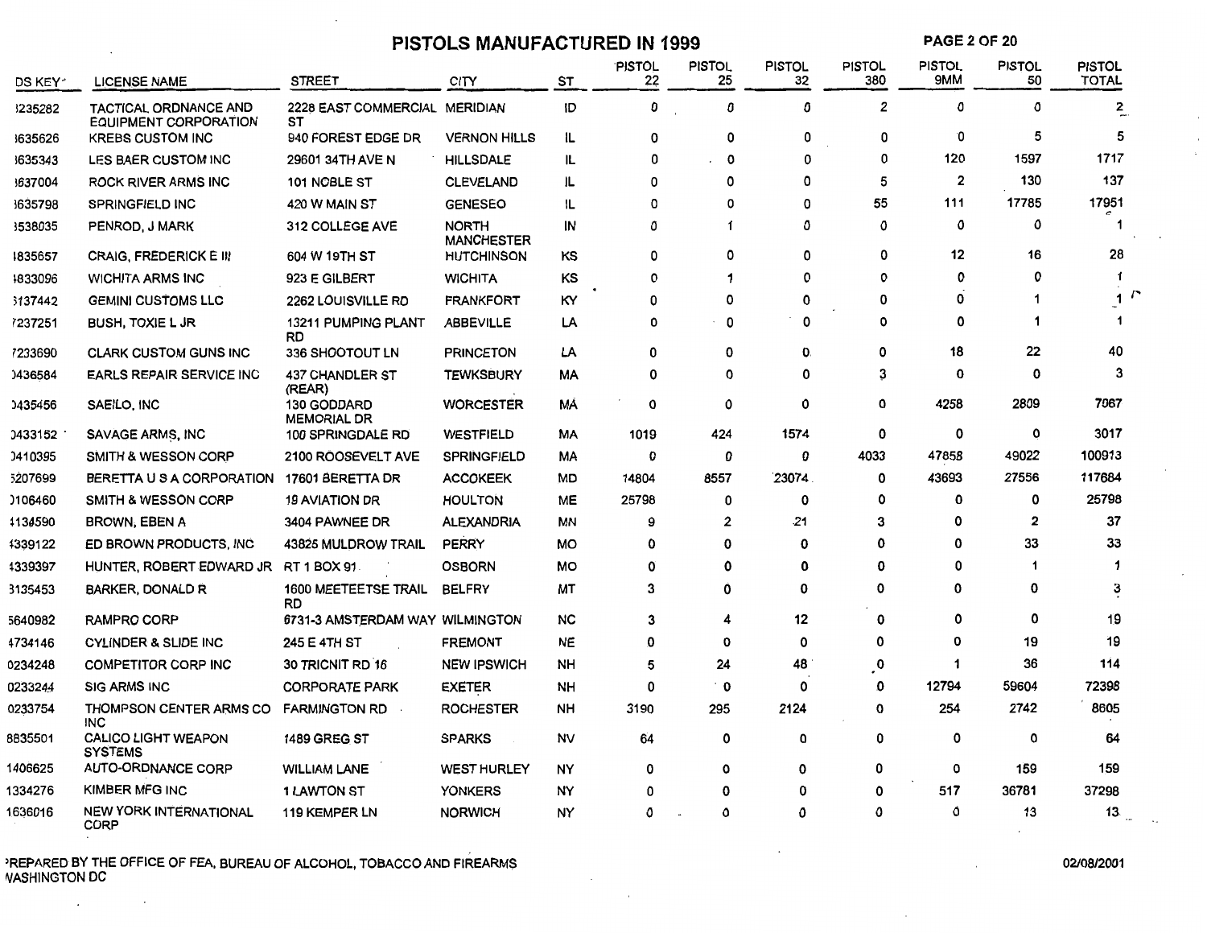# PISTOLS MANUFACTURED IN 1999

| DS KEY | LICENSE NAME | STREET | CITY | ST | PISTOL 22 | PISTOL 25 | PISTOL 32 | PISTOL 380 | PISTOL 9MM | PISTOL 50 | PISTOL TOTAL |
|---|---|---|---|---|---|---|---|---|---|---|---|
| 3235282 | TACTICAL ORDNANCE AND EQUIPMENT CORPORATION | 2228 EAST COMMERCIAL ST | MERIDIAN | ID | 0 | 0 | 0 | 2 | 0 | 0 | 2 |
| 3635626 | KREBS CUSTOM INC | 940 FOREST EDGE DR | VERNON HILLS | IL | 0 | 0 | 0 | 0 | 0 | 5 | 5 |
| 3635343 | LES BAER CUSTOM INC | 29601 34TH AVE N | HILLSDALE | IL | 0 | 0 | 0 | 0 | 120 | 1597 | 1717 |
| 3637004 | ROCK RIVER ARMS INC | 101 NOBLE ST | CLEVELAND | IL | 0 | 0 | 0 | 5 | 2 | 130 | 137 |
| 3635798 | SPRINGFIELD INC | 420 W MAIN ST | GENESEO | IL | 0 | 0 | 0 | 55 | 111 | 17785 | 17951 |
| 3538035 | PENROD, J MARK | 312 COLLEGE AVE | NORTH MANCHESTER | IN | 0 | 1 | 0 | 0 | 0 | 0 | 1 |
| 4835657 | CRAIG, FREDERICK E III | 604 W 19TH ST | HUTCHINSON | KS | 0 | 0 | 0 | 0 | 12 | 16 | 28 |
| 4833096 | WICHITA ARMS INC | 923 E GILBERT | WICHITA | KS | 0 | 1 | 0 | 0 | 0 | 0 | 1 |
| 6137442 | GEMINI CUSTOMS LLC | 2262 LOUISVILLE RD | FRANKFORT | KY | 0 | 0 | 0 | 0 | 0 | 1 | 1 |
| 7237251 | BUSH, TOXIE L JR | 13211 PUMPING PLANT RD | ABBEVILLE | LA | 0 | 0 | 0 | 0 | 0 | 1 | 1 |
| 7233690 | CLARK CUSTOM GUNS INC | 336 SHOOTOUT LN | PRINCETON | LA | 0 | 0 | 0 | 0 | 18 | 22 | 40 |
| 0436584 | EARLS REPAIR SERVICE INC | 437 CHANDLER ST (REAR) | TEWKSBURY | MA | 0 | 0 | 0 | 3 | 0 | 0 | 3 |
| 0435456 | SAEILO, INC | 130 GODDARD MEMORIAL DR | WORCESTER | MA | 0 | 0 | 0 | 0 | 4258 | 2809 | 7067 |
| 0433152 | SAVAGE ARMS, INC | 100 SPRINGDALE RD | WESTFIELD | MA | 1019 | 424 | 1574 | 0 | 0 | 0 | 3017 |
| 0410395 | SMITH & WESSON CORP | 2100 ROOSEVELT AVE | SPRINGFIELD | MA | 0 | 0 | 0 | 4033 | 47858 | 49022 | 100913 |
| 5207699 | BERETTA U S A CORPORATION | 17601 BERETTA DR | ACCOKEEK | MD | 14804 | 8557 | 23074 | 0 | 43693 | 27556 | 117684 |
| 0106460 | SMITH & WESSON CORP | 19 AVIATION DR | HOULTON | ME | 25798 | 0 | 0 | 0 | 0 | 0 | 25798 |
| 4134590 | BROWN, EBEN A | 3404 PAWNEE DR | ALEXANDRIA | MN | 9 | 2 | 21 | 3 | 0 | 2 | 37 |
| 4339122 | ED BROWN PRODUCTS, INC | 43825 MULDROW TRAIL | PERRY | MO | 0 | 0 | 0 | 0 | 0 | 33 | 33 |
| 4339397 | HUNTER, ROBERT EDWARD JR | RT 1 BOX 91 | OSBORN | MO | 0 | 0 | 0 | 0 | 0 | 1 | 1 |
| 8135453 | BARKER, DONALD R | 1600 MEETEETSE TRAIL RD | BELFRY | MT | 3 | 0 | 0 | 0 | 0 | 0 | 3 |
| 5640982 | RAMPRO CORP | 6731-3 AMSTERDAM WAY | WILMINGTON | NC | 3 | 4 | 12 | 0 | 0 | 0 | 19 |
| 4734146 | CYLINDER & SLIDE INC | 245 E 4TH ST | FREMONT | NE | 0 | 0 | 0 | 0 | 0 | 19 | 19 |
| 0234248 | COMPETITOR CORP INC | 30 TRICNIT RD 16 | NEW IPSWICH | NH | 5 | 24 | 48 | 0 | 1 | 36 | 114 |
| 0233244 | SIG ARMS INC | CORPORATE PARK | EXETER | NH | 0 | 0 | 0 | 0 | 12794 | 59604 | 72398 |
| 0233754 | THOMPSON CENTER ARMS CO INC | FARMINGTON RD | ROCHESTER | NH | 3190 | 295 | 2124 | 0 | 254 | 2742 | 8605 |
| 8835501 | CALICO LIGHT WEAPON SYSTEMS | 1489 GREG ST | SPARKS | NV | 64 | 0 | 0 | 0 | 0 | 0 | 64 |
| 1406625 | AUTO-ORDNANCE CORP | WILLIAM LANE | WEST HURLEY | NY | 0 | 0 | 0 | 0 | 0 | 159 | 159 |
| 1334276 | KIMBER MFG INC | 1 LAWTON ST | YONKERS | NY | 0 | 0 | 0 | 0 | 517 | 36781 | 37298 |
| 1636016 | NEW YORK INTERNATIONAL CORP | 119 KEMPER LN | NORWICH | NY | 0 | 0 | 0 | 0 | 0 | 13 | 13 |

PREPARED BY THE OFFICE OF FEA, BUREAU OF ALCOHOL, TOBACCO AND FIREARMS
WASHINGTON DC

02/08/2001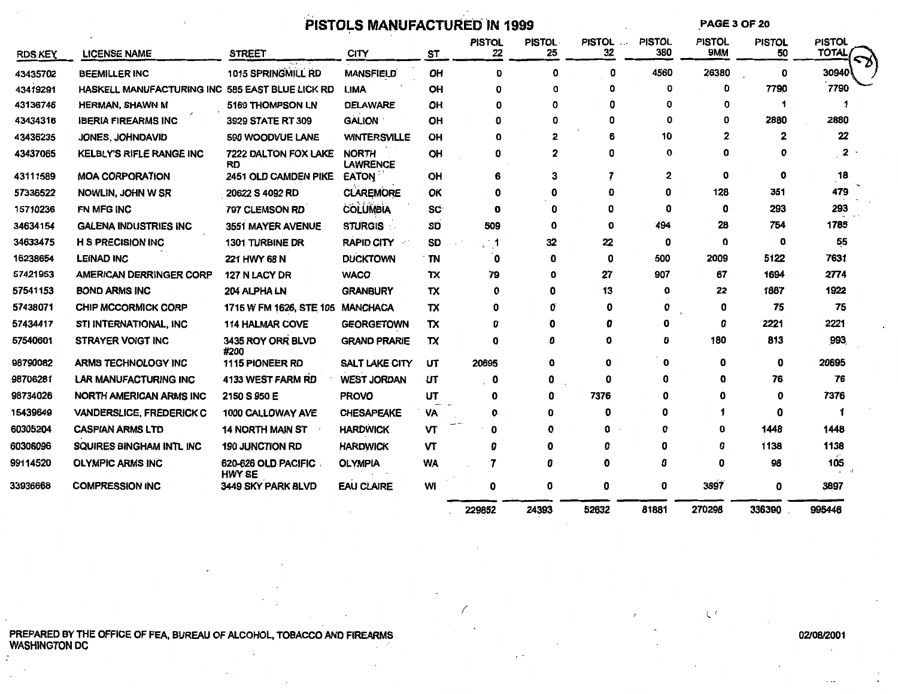# PISTOLS MANUFACTURED IN 1999

| RDS KEY | LICENSE NAME | STREET | CITY | ST | PISTOL 22 | PISTOL 25 | PISTOL 32 | PISTOL 380 | PISTOL 9MM | PISTOL 50 | PISTOL TOTAL |
|---|---|---|---|---|---|---|---|---|---|---|---|
| 43435702 | BEEMILLER INC | 1015 SPRINGMILL RD | MANSFIELD | OH | 0 | 0 | 0 | 4560 | 26380 | 0 | 30940 |
| 43419291 | HASKELL MANUFACTURING INC | 585 EAST BLUE LICK RD | LIMA | OH | 0 | 0 | 0 | 0 | 0 | 7790 | 7790 |
| 43136746 | HERMAN, SHAWN M | 5169 THOMPSON LN | DELAWARE | OH | 0 | 0 | 0 | 0 | 0 | 1 | 1 |
| 43434316 | IBERIA FIREARMS INC | 3929 STATE RT 309 | GALION | OH | 0 | 0 | 0 | 0 | 0 | 2880 | 2880 |
| 43436235 | JONES, JOHNDAVID | 590 WOODVUE LANE | WINTERSVILLE | OH | 0 | 2 | 6 | 10 | 2 | 2 | 22 |
| 43437065 | KELBLY'S RIFLE RANGE INC | 7222 DALTON FOX LAKE RD | NORTH LAWRENCE | OH | 0 | 2 | 0 | 0 | 0 | 0 | 2 |
| 43111589 | MOA CORPORATION | 2451 OLD CAMDEN PIKE | EATON | OH | 6 | 3 | 7 | 2 | 0 | 0 | 18 |
| 57336522 | NOWLIN, JOHN W SR | 20622 S 4092 RD | CLAREMORE | OK | 0 | 0 | 0 | 0 | 128 | 351 | 479 |
| 15710236 | FN MFG INC | 797 CLEMSON RD | COLUMBIA | SC | 0 | 0 | 0 | 0 | 0 | 293 | 293 |
| 34634154 | GALENA INDUSTRIES INC | 3551 MAYER AVENUE | STURGIS | SD | 509 | 0 | 0 | 494 | 28 | 754 | 1785 |
| 34633475 | H S PRECISION INC | 1301 TURBINE DR | RAPID CITY | SD | 1 | 32 | 22 | 0 | 0 | 0 | 55 |
| 16238654 | LEINAD INC | 221 HWY 68 N | DUCKTOWN | TN | 0 | 0 | 0 | 500 | 2009 | 5122 | 7631 |
| 57421953 | AMERICAN DERRINGER CORP | 127 N LACY DR | WACO | TX | 79 | 0 | 27 | 907 | 67 | 1694 | 2774 |
| 57541153 | BOND ARMS INC | 204 ALPHA LN | GRANBURY | TX | 0 | 0 | 13 | 0 | 22 | 1887 | 1922 |
| 57438071 | CHIP MCCORMICK CORP | 1715 W FM 1626, STE 105 | MANCHACA | TX | 0 | 0 | 0 | 0 | 0 | 75 | 75 |
| 57434417 | STI INTERNATIONAL, INC | 114 HALMAR COVE | GEORGETOWN | TX | 0 | 0 | 0 | 0 | 0 | 2221 | 2221 |
| 57540601 | STRAYER VOIGT INC | 3435 ROY ORR BLVD #200 | GRAND PRARIE | TX | 0 | 0 | 0 | 0 | 180 | 813 | 993 |
| 98790082 | ARMS TECHNOLOGY INC | 1115 PIONEER RD | SALT LAKE CITY | UT | 20695 | 0 | 0 | 0 | 0 | 0 | 20695 |
| 98706281 | LAR MANUFACTURING INC | 4133 WEST FARM RD | WEST JORDAN | UT | 0 | 0 | 0 | 0 | 0 | 76 | 76 |
| 98734026 | NORTH AMERICAN ARMS INC | 2150 S 950 E | PROVO | UT | 0 | 0 | 7376 | 0 | 0 | 0 | 7376 |
| 15439649 | VANDERSLICE, FREDERICK C | 1000 CALLOWAY AVE | CHESAPEAKE | VA | 0 | 0 | 0 | 0 | 1 | 0 | 1 |
| 60305204 | CASPIAN ARMS LTD | 14 NORTH MAIN ST | HARDWICK | VT | 0 | 0 | 0 | 0 | 0 | 1448 | 1448 |
| 60306096 | SQUIRES BINGHAM INTL INC | 190 JUNCTION RD | HARDWICK | VT | 0 | 0 | 0 | 0 | 0 | 1138 | 1138 |
| 99114520 | OLYMPIC ARMS INC | 620-626 OLD PACIFIC HWY SE | OLYMPIA | WA | 7 | 0 | 0 | 0 | 0 | 98 | 105 |
| 33936668 | COMPRESSION INC | 3449 SKY PARK BLVD | EAU CLAIRE | WI | 0 | 0 | 0 | 0 | 3897 | 0 | 3897 |
| | | | | | 229852 | 24393 | 52632 | 81881 | 270298 | 336390 | 995446 |

PREPARED BY THE OFFICE OF FEA, BUREAU OF ALCOHOL, TOBACCO AND FIREARMS
WASHINGTON DC

02/08/2001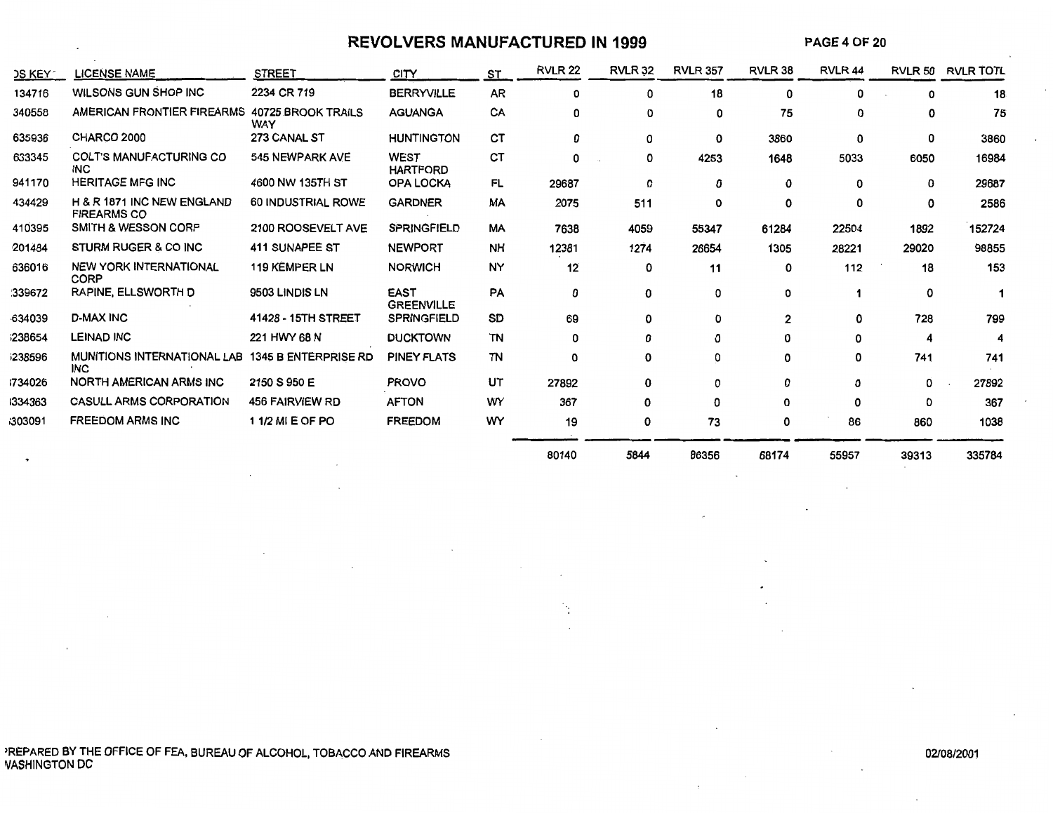# REVOLVERS MANUFACTURED IN 1999

| DS KEY | LICENSE NAME | STREET | CITY | ST | RVLR 22 | RVLR 32 | RVLR 357 | RVLR 38 | RVLR 44 | RVLR 50 | RVLR TOTL |
|---|---|---|---|---|---|---|---|---|---|---|---|
| 134716 | WILSONS GUN SHOP INC | 2234 CR 719 | BERRYVILLE | AR | 0 | 0 | 18 | 0 | 0 | 0 | 18 |
| 340558 | AMERICAN FRONTIER FIREARMS | 40725 BROOK TRAILS WAY | AGUANGA | CA | 0 | 0 | 0 | 75 | 0 | 0 | 75 |
| 635936 | CHARCO 2000 | 273 CANAL ST | HUNTINGTON | CT | 0 | 0 | 0 | 3860 | 0 | 0 | 3860 |
| 633345 | COLT'S MANUFACTURING CO INC | 545 NEWPARK AVE | WEST HARTFORD | CT | 0 | 0 | 4253 | 1648 | 5033 | 6050 | 16984 |
| 941170 | HERITAGE MFG INC | 4600 NW 135TH ST | OPA LOCKA | FL | 29687 | 0 | 0 | 0 | 0 | 0 | 29687 |
| 434429 | H & R 1871 INC NEW ENGLAND FIREARMS CO | 60 INDUSTRIAL ROWE | GARDNER | MA | 2075 | 511 | 0 | 0 | 0 | 0 | 2586 |
| 410395 | SMITH & WESSON CORP | 2100 ROOSEVELT AVE | SPRINGFIELD | MA | 7638 | 4059 | 55347 | 61284 | 22504 | 1892 | 152724 |
| 201484 | STURM RUGER & CO INC | 411 SUNAPEE ST | NEWPORT | NH | 12381 | 1274 | 26654 | 1305 | 28221 | 29020 | 98855 |
| 636016 | NEW YORK INTERNATIONAL CORP | 119 KEMPER LN | NORWICH | NY | 12 | 0 | 11 | 0 | 112 | 18 | 153 |
| 339672 | RAPINE, ELLSWORTH D | 9503 LINDIS LN | EAST GREENVILLE | PA | 0 | 0 | 0 | 0 | 1 | 0 | 1 |
| 634039 | D-MAX INC | 41428 - 15TH STREET | SPRINGFIELD | SD | 69 | 0 | 0 | 2 | 0 | 728 | 799 |
| 238654 | LEINAD INC | 221 HWY 68 N | DUCKTOWN | TN | 0 | 0 | 0 | 0 | 0 | 4 | 4 |
| 238596 | MUNITIONS INTERNATIONAL LAB INC | 1345 B ENTERPRISE RD | PINEY FLATS | TN | 0 | 0 | 0 | 0 | 0 | 741 | 741 |
| 734026 | NORTH AMERICAN ARMS INC | 2150 S 950 E | PROVO | UT | 27892 | 0 | 0 | 0 | 0 | 0 | 27892 |
| 334363 | CASULL ARMS CORPORATION | 456 FAIRVIEW RD | AFTON | WY | 367 | 0 | 0 | 0 | 0 | 0 | 367 |
| 303091 | FREEDOM ARMS INC | 1 1/2 MI E OF PO | FREEDOM | WY | 19 | 0 | 73 | 0 | 86 | 860 | 1038 |
| | | | | | 80140 | 5844 | 86356 | 68174 | 55957 | 39313 | 335784 |

PREPARED BY THE OFFICE OF FEA, BUREAU OF ALCOHOL, TOBACCO AND FIREARMS
WASHINGTON DC

02/08/2001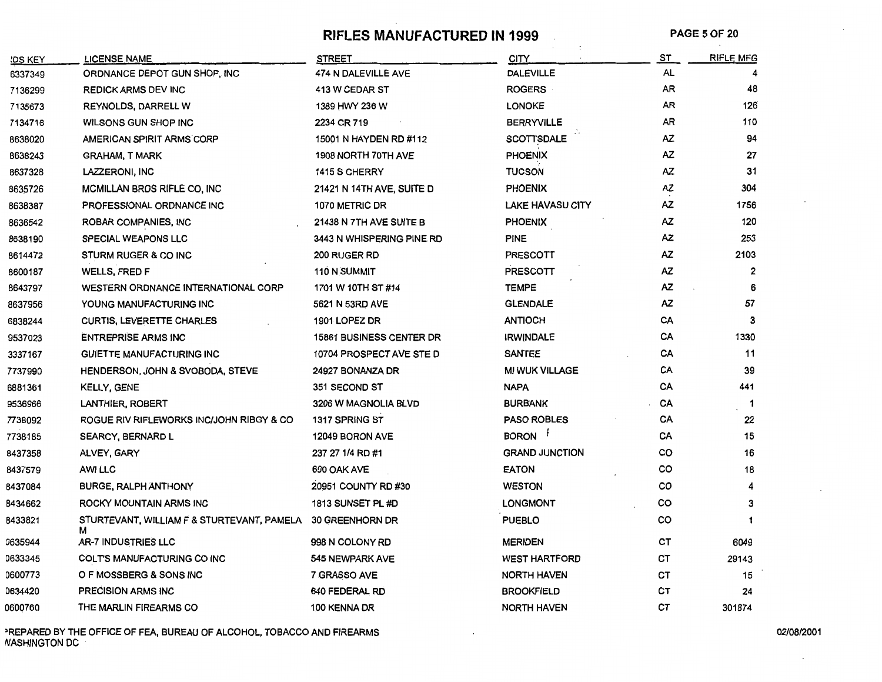# RIFLES MANUFACTURED IN 1999

| RDS KEY | LICENSE NAME | STREET | CITY | ST | RIFLE MFG |
|---|---|---|---|---|---|
| 6337349 | ORDNANCE DEPOT GUN SHOP, INC | 474 N DALEVILLE AVE | DALEVILLE | AL | 4 |
| 7136299 | REDICK ARMS DEV INC | 413 W CEDAR ST | ROGERS | AR | 48 |
| 7135673 | REYNOLDS, DARRELL W | 1389 HWY 236 W | LONOKE | AR | 126 |
| 7134716 | WILSONS GUN SHOP INC | 2234 CR 719 | BERRYVILLE | AR | 110 |
| 8638020 | AMERICAN SPIRIT ARMS CORP | 15001 N HAYDEN RD #112 | SCOTTSDALE | AZ | 94 |
| 8638243 | GRAHAM, T MARK | 1908 NORTH 70TH AVE | PHOENIX | AZ | 27 |
| 8637328 | LAZZERONI, INC | 1415 S CHERRY | TUCSON | AZ | 31 |
| 8635726 | MCMILLAN BROS RIFLE CO, INC | 21421 N 14TH AVE, SUITE D | PHOENIX | AZ | 304 |
| 8638387 | PROFESSIONAL ORDNANCE INC | 1070 METRIC DR | LAKE HAVASU CITY | AZ | 1756 |
| 8636542 | ROBAR COMPANIES, INC | 21438 N 7TH AVE SUITE B | PHOENIX | AZ | 120 |
| 8638190 | SPECIAL WEAPONS LLC | 3443 N WHISPERING PINE RD | PINE | AZ | 253 |
| 8614472 | STURM RUGER & CO INC | 200 RUGER RD | PRESCOTT | AZ | 2103 |
| 8600187 | WELLS, FRED F | 110 N SUMMIT | PRESCOTT | AZ | 2 |
| 8643797 | WESTERN ORDNANCE INTERNATIONAL CORP | 1701 W 10TH ST #14 | TEMPE | AZ | 6 |
| 8637956 | YOUNG MANUFACTURING INC | 5621 N 53RD AVE | GLENDALE | AZ | 57 |
| 6838244 | CURTIS, LEVERETTE CHARLES | 1901 LOPEZ DR | ANTIOCH | CA | 3 |
| 9537023 | ENTREPRISE ARMS INC | 15861 BUSINESS CENTER DR | IRWINDALE | CA | 1330 |
| 3337167 | GUIETTE MANUFACTURING INC | 10704 PROSPECT AVE STE D | SANTEE | CA | 11 |
| 7737990 | HENDERSON, JOHN & SVOBODA, STEVE | 24927 BONANZA DR | MI WUK VILLAGE | CA | 39 |
| 6881361 | KELLY, GENE | 351 SECOND ST | NAPA | CA | 441 |
| 9536966 | LANTHIER, ROBERT | 3206 W MAGNOLIA BLVD | BURBANK | CA | 1 |
| 7738092 | ROGUE RIV RIFLEWORKS INC/JOHN RIBGY & CO | 1317 SPRING ST | PASO ROBLES | CA | 22 |
| 7738185 | SEARCY, BERNARD L | 12049 BORON AVE | BORON | CA | 15 |
| 8437358 | ALVEY, GARY | 237 27 1/4 RD #1 | GRAND JUNCTION | CO | 16 |
| 8437579 | AWI LLC | 600 OAK AVE | EATON | CO | 18 |
| 8437084 | BURGE, RALPH ANTHONY | 20951 COUNTY RD #30 | WESTON | CO | 4 |
| 8434662 | ROCKY MOUNTAIN ARMS INC | 1813 SUNSET PL #D | LONGMONT | CO | 3 |
| 8433821 | STURTEVANT, WILLIAM F & STURTEVANT, PAMELA M | 30 GREENHORN DR | PUEBLO | CO | 1 |
| 0635944 | AR-7 INDUSTRIES LLC | 998 N COLONY RD | MERIDEN | CT | 6049 |
| 0633345 | COLT'S MANUFACTURING CO INC | 545 NEWPARK AVE | WEST HARTFORD | CT | 29143 |
| 0600773 | O F MOSSBERG & SONS INC | 7 GRASSO AVE | NORTH HAVEN | CT | 15 |
| 0634420 | PRECISION ARMS INC | 640 FEDERAL RD | BROOKFIELD | CT | 24 |
| 0600760 | THE MARLIN FIREARMS CO | 100 KENNA DR | NORTH HAVEN | CT | 301874 |

PREPARED BY THE OFFICE OF FEA, BUREAU OF ALCOHOL, TOBACCO AND FIREARMS
WASHINGTON DC

02/08/2001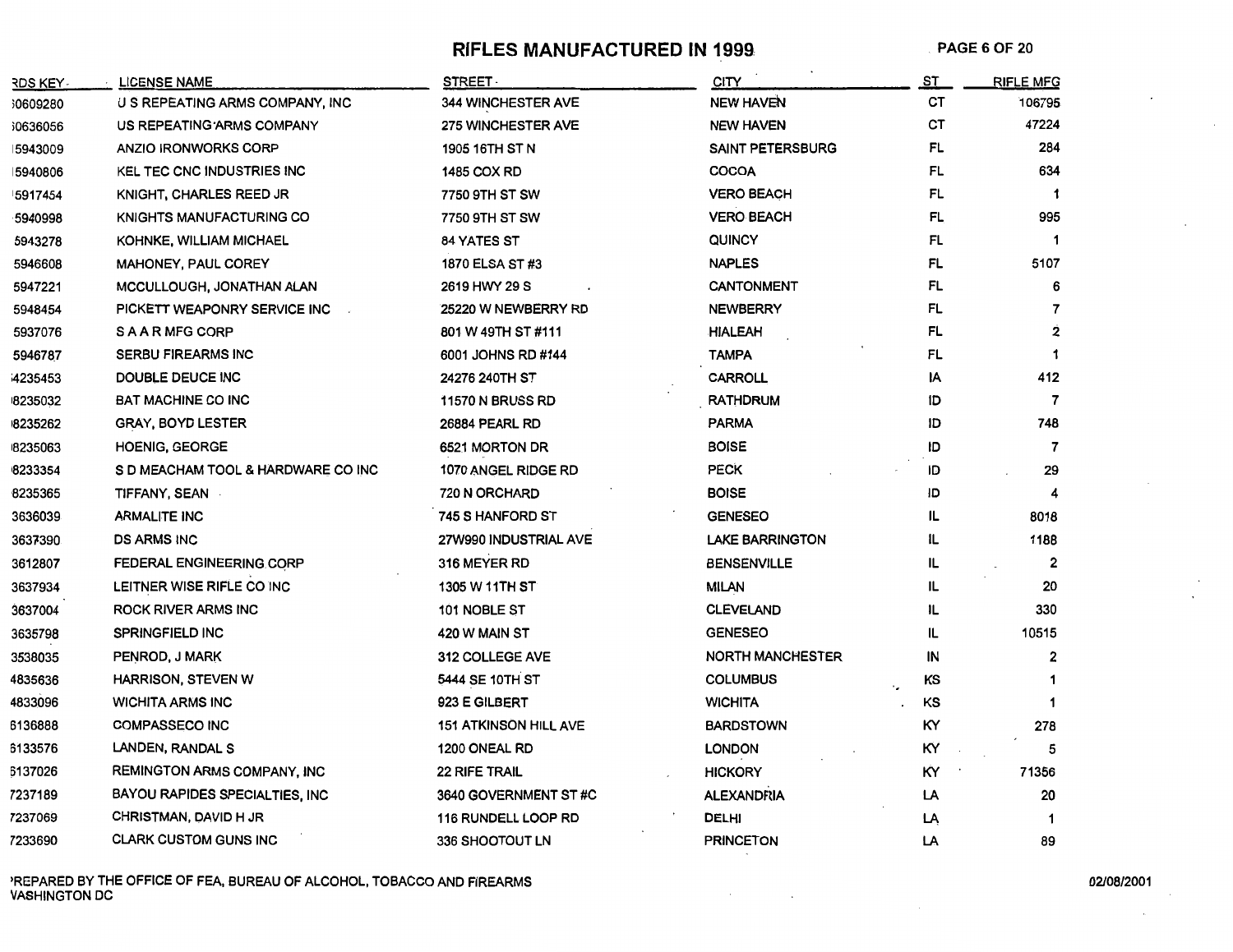# RIFLES MANUFACTURED IN 1999

| RDS KEY | LICENSE NAME | STREET | CITY | ST | RIFLE MFG |
|---|---|---|---|---|---|
| 60609280 | U S REPEATING ARMS COMPANY, INC | 344 WINCHESTER AVE | NEW HAVEN | CT | 106795 |
| 60636056 | US REPEATING ARMS COMPANY | 275 WINCHESTER AVE | NEW HAVEN | CT | 47224 |
| 15943009 | ANZIO IRONWORKS CORP | 1905 16TH ST N | SAINT PETERSBURG | FL | 284 |
| 15940806 | KEL TEC CNC INDUSTRIES INC | 1485 COX RD | COCOA | FL | 634 |
| 15917454 | KNIGHT, CHARLES REED JR | 7750 9TH ST SW | VERO BEACH | FL | 1 |
| 5940998 | KNIGHTS MANUFACTURING CO | 7750 9TH ST SW | VERO BEACH | FL | 995 |
| 5943278 | KOHNKE, WILLIAM MICHAEL | 84 YATES ST | QUINCY | FL | 1 |
| 5946608 | MAHONEY, PAUL COREY | 1870 ELSA ST #3 | NAPLES | FL | 5107 |
| 5947221 | MCCULLOUGH, JONATHAN ALAN | 2619 HWY 29 S | CANTONMENT | FL | 6 |
| 5948454 | PICKETT WEAPONRY SERVICE INC | 25220 W NEWBERRY RD | NEWBERRY | FL | 7 |
| 5937076 | S A A R MFG CORP | 801 W 49TH ST #111 | HIALEAH | FL | 2 |
| 5946787 | SERBU FIREARMS INC | 6001 JOHNS RD #144 | TAMPA | FL | 1 |
| 14235453 | DOUBLE DEUCE INC | 24276 240TH ST | CARROLL | IA | 412 |
| 18235032 | BAT MACHINE CO INC | 11570 N BRUSS RD | RATHDRUM | ID | 7 |
| 18235262 | GRAY, BOYD LESTER | 26884 PEARL RD | PARMA | ID | 748 |
| 18235063 | HOENIG, GEORGE | 6521 MORTON DR | BOISE | ID | 7 |
| 18233354 | S D MEACHAM TOOL & HARDWARE CO INC | 1070 ANGEL RIDGE RD | PECK | ID | 29 |
| 8235365 | TIFFANY, SEAN | 720 N ORCHARD | BOISE | ID | 4 |
| 3636039 | ARMALITE INC | 745 S HANFORD ST | GENESEO | IL | 8018 |
| 3637390 | DS ARMS INC | 27W990 INDUSTRIAL AVE | LAKE BARRINGTON | IL | 1188 |
| 3612807 | FEDERAL ENGINEERING CORP | 316 MEYER RD | BENSENVILLE | IL | 2 |
| 3637934 | LEITNER WISE RIFLE CO INC | 1305 W 11TH ST | MILAN | IL | 20 |
| 3637004 | ROCK RIVER ARMS INC | 101 NOBLE ST | CLEVELAND | IL | 330 |
| 3635798 | SPRINGFIELD INC | 420 W MAIN ST | GENESEO | IL | 10515 |
| 3538035 | PENROD, J MARK | 312 COLLEGE AVE | NORTH MANCHESTER | IN | 2 |
| 4835636 | HARRISON, STEVEN W | 5444 SE 10TH ST | COLUMBUS | KS | 1 |
| 4833096 | WICHITA ARMS INC | 923 E GILBERT | WICHITA | KS | 1 |
| 6136888 | COMPASSECO INC | 151 ATKINSON HILL AVE | BARDSTOWN | KY | 278 |
| 6133576 | LANDEN, RANDAL S | 1200 ONEAL RD | LONDON | KY | 5 |
| 6137026 | REMINGTON ARMS COMPANY, INC | 22 RIFE TRAIL | HICKORY | KY | 71356 |
| 7237189 | BAYOU RAPIDES SPECIALTIES, INC | 3640 GOVERNMENT ST #C | ALEXANDRIA | LA | 20 |
| 7237069 | CHRISTMAN, DAVID H JR | 116 RUNDELL LOOP RD | DELHI | LA | 1 |
| 7233690 | CLARK CUSTOM GUNS INC | 336 SHOOTOUT LN | PRINCETON | LA | 89 |

PREPARED BY THE OFFICE OF FEA, BUREAU OF ALCOHOL, TOBACCO AND FIREARMS
WASHINGTON DC

02/08/2001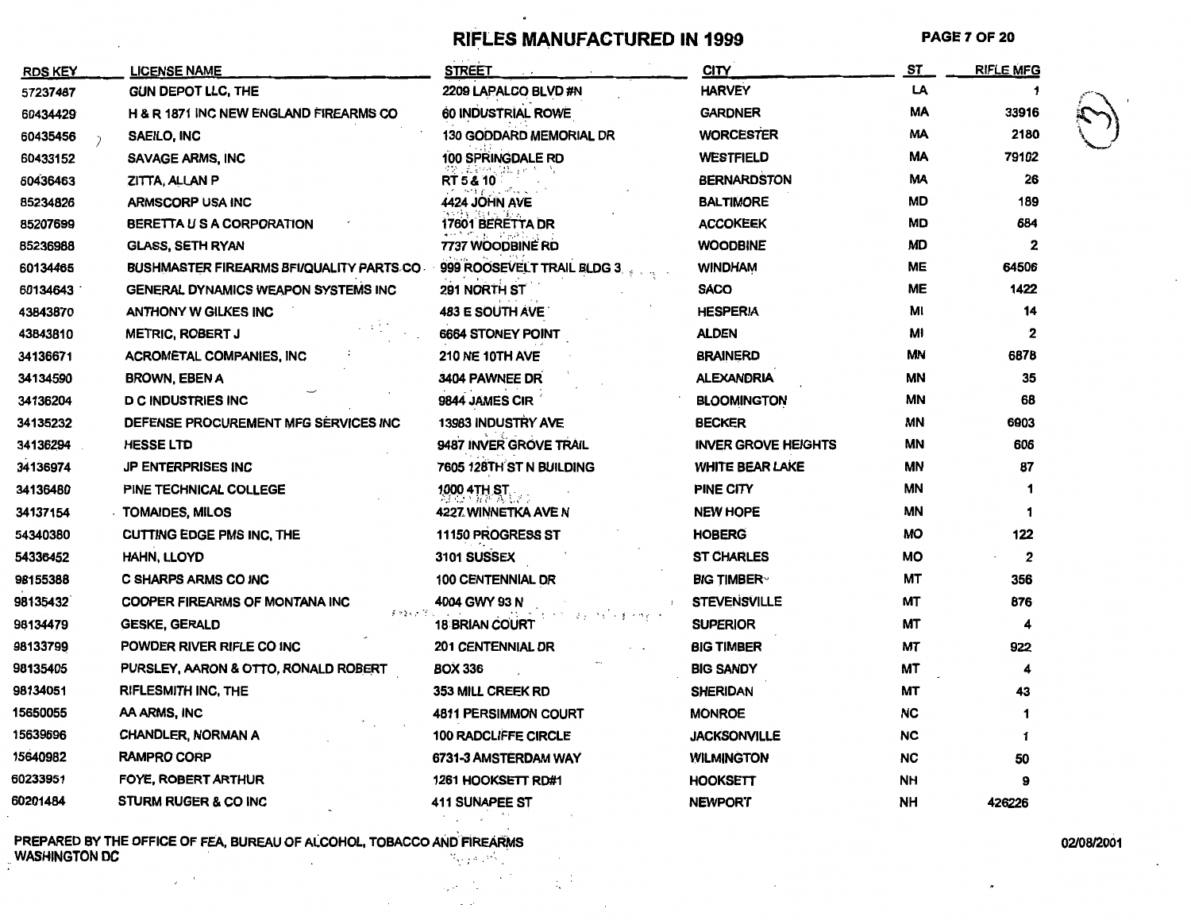# RIFLES MANUFACTURED IN 1999

| RDS KEY | LICENSE NAME | STREET | CITY | ST | RIFLE MFG |
|---|---|---|---|---|---|
| 57237487 | GUN DEPOT LLC, THE | 2209 LAPALCO BLVD #N | HARVEY | LA | 1 |
| 60434429 | H & R 1871 INC NEW ENGLAND FIREARMS CO | 60 INDUSTRIAL ROWE | GARDNER | MA | 33916 |
| 60435456 | SAEILO, INC | 130 GODDARD MEMORIAL DR | WORCESTER | MA | 2180 |
| 60433152 | SAVAGE ARMS, INC | 100 SPRINGDALE RD | WESTFIELD | MA | 79102 |
| 60436463 | ZITTA, ALLAN P | RT 5 & 10 | BERNARDSTON | MA | 26 |
| 85234826 | ARMSCORP USA INC | 4424 JOHN AVE | BALTIMORE | MD | 189 |
| 85207699 | BERETTA U S A CORPORATION | 17601 BERETTA DR | ACCOKEEK | MD | 684 |
| 85236988 | GLASS, SETH RYAN | 7737 WOODBINE RD | WOODBINE | MD | 2 |
| 60134465 | BUSHMASTER FIREARMS BFI/QUALITY PARTS CO | 999 ROOSEVELT TRAIL BLDG 3 | WINDHAM | ME | 64506 |
| 60134643 | GENERAL DYNAMICS WEAPON SYSTEMS INC | 291 NORTH ST | SACO | ME | 1422 |
| 43843870 | ANTHONY W GILKES INC | 483 E SOUTH AVE | HESPERIA | MI | 14 |
| 43843810 | METRIC, ROBERT J | 6664 STONEY POINT | ALDEN | MI | 2 |
| 34136671 | ACROMETAL COMPANIES, INC | 210 NE 10TH AVE | BRAINERD | MN | 6878 |
| 34134590 | BROWN, EBEN A | 3404 PAWNEE DR | ALEXANDRIA | MN | 35 |
| 34136204 | D C INDUSTRIES INC | 9844 JAMES CIR | BLOOMINGTON | MN | 68 |
| 34135232 | DEFENSE PROCUREMENT MFG SERVICES INC | 13983 INDUSTRY AVE | BECKER | MN | 6903 |
| 34136294 | HESSE LTD | 9487 INVER GROVE TRAIL | INVER GROVE HEIGHTS | MN | 606 |
| 34136974 | JP ENTERPRISES INC | 7605 128TH ST N BUILDING | WHITE BEAR LAKE | MN | 87 |
| 34136480 | PINE TECHNICAL COLLEGE | 1000 4TH ST | PINE CITY | MN | 1 |
| 34137154 | TOMAIDES, MILOS | 4227 WINNETKA AVE N | NEW HOPE | MN | 1 |
| 54340380 | CUTTING EDGE PMS INC, THE | 11150 PROGRESS ST | HOBERG | MO | 122 |
| 54336452 | HAHN, LLOYD | 3101 SUSSEX | ST CHARLES | MO | 2 |
| 98155388 | C SHARPS ARMS CO INC | 100 CENTENNIAL DR | BIG TIMBER | MT | 356 |
| 98135432 | COOPER FIREARMS OF MONTANA INC | 4004 GWY 93 N | STEVENSVILLE | MT | 876 |
| 98134479 | GESKE, GERALD | 18 BRIAN COURT | SUPERIOR | MT | 4 |
| 98133799 | POWDER RIVER RIFLE CO INC | 201 CENTENNIAL DR | BIG TIMBER | MT | 922 |
| 98135405 | PURSLEY, AARON & OTTO, RONALD ROBERT | BOX 336 | BIG SANDY | MT | 4 |
| 98134051 | RIFLESMITH INC, THE | 353 MILL CREEK RD | SHERIDAN | MT | 43 |
| 15650055 | AA ARMS, INC | 4811 PERSIMMON COURT | MONROE | NC | 1 |
| 15639696 | CHANDLER, NORMAN A | 100 RADCLIFFE CIRCLE | JACKSONVILLE | NC | 1 |
| 15640982 | RAMPRO CORP | 6731-3 AMSTERDAM WAY | WILMINGTON | NC | 50 |
| 60233951 | FOYE, ROBERT ARTHUR | 1261 HOOKSETT RD#1 | HOOKSETT | NH | 9 |
| 60201484 | STURM RUGER & CO INC | 411 SUNAPEE ST | NEWPORT | NH | 426226 |

PREPARED BY THE OFFICE OF FEA, BUREAU OF ALCOHOL, TOBACCO AND FIREARMS
WASHINGTON DC

02/08/2001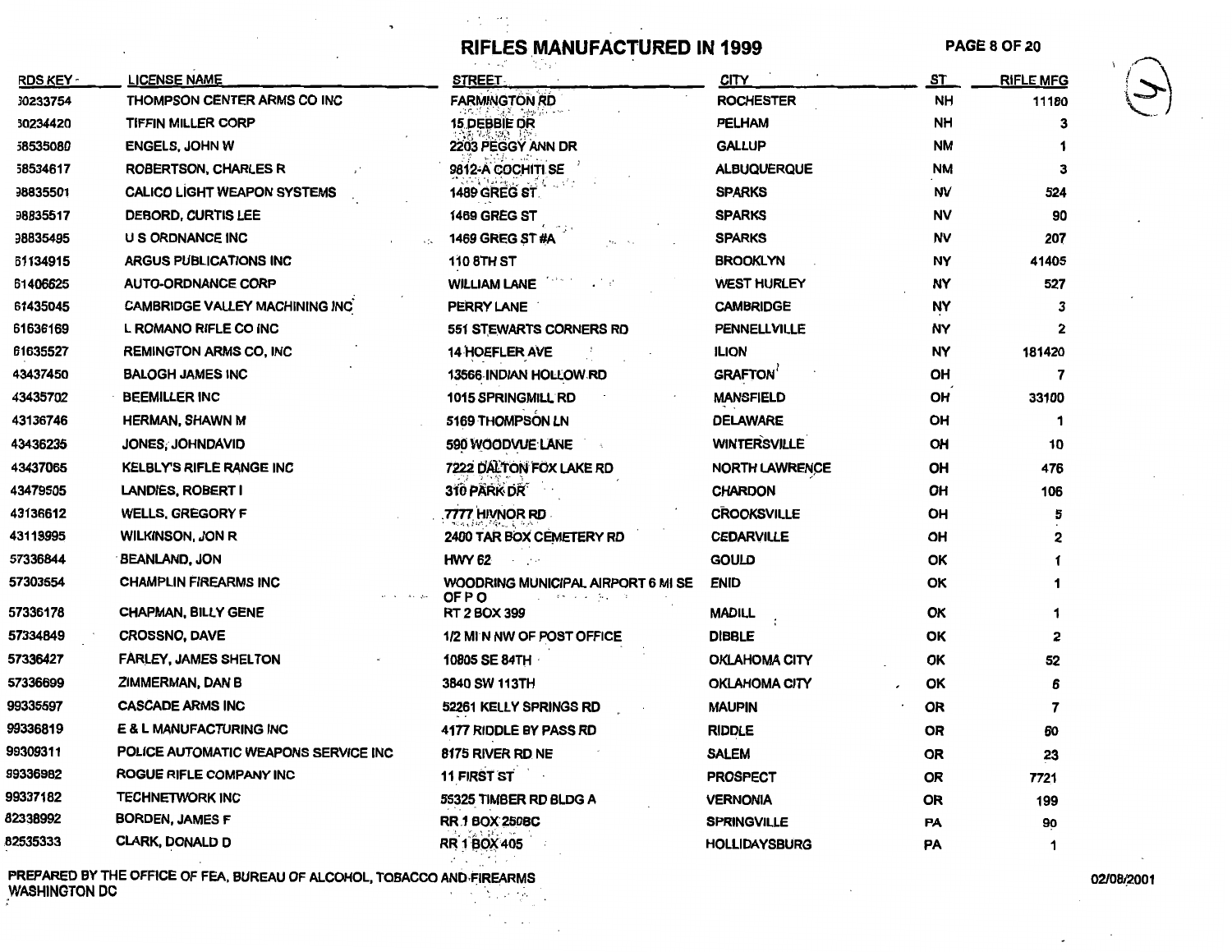# RIFLES MANUFACTURED IN 1999

| RDS KEY | LICENSE NAME | STREET | CITY | ST | RIFLE MFG |
|---|---|---|---|---|---|
| 30233754 | THOMPSON CENTER ARMS CO INC | FARMINGTON RD | ROCHESTER | NH | 11180 |
| 30234420 | TIFFIN MILLER CORP | 15 DEBBIE DR | PELHAM | NH | 3 |
| 58535080 | ENGELS, JOHN W | 2203 PEGGY ANN DR | GALLUP | NM | 1 |
| 58534617 | ROBERTSON, CHARLES R | 9812-A COCHITI SE | ALBUQUERQUE | NM | 3 |
| 98835501 | CALICO LIGHT WEAPON SYSTEMS | 1489 GREG ST | SPARKS | NV | 524 |
| 98835517 | DEBORD, CURTIS LEE | 1469 GREG ST | SPARKS | NV | 90 |
| 98835495 | U S ORDNANCE INC | 1469 GREG ST #A | SPARKS | NV | 207 |
| 61134915 | ARGUS PUBLICATIONS INC | 110 8TH ST | BROOKLYN | NY | 41405 |
| 61406625 | AUTO-ORDNANCE CORP | WILLIAM LANE | WEST HURLEY | NY | 527 |
| 61435045 | CAMBRIDGE VALLEY MACHINING INC | PERRY LANE | CAMBRIDGE | NY | 3 |
| 61636169 | L ROMANO RIFLE CO INC | 551 STEWARTS CORNERS RD | PENNELLVILLE | NY | 2 |
| 61635527 | REMINGTON ARMS CO, INC | 14 HOEFLER AVE | ILION | NY | 181420 |
| 43437450 | BALOGH JAMES INC | 13566 INDIAN HOLLOW RD | GRAFTON | OH | 7 |
| 43435702 | BEEMILLER INC | 1015 SPRINGMILL RD | MANSFIELD | OH | 33100 |
| 43136746 | HERMAN, SHAWN M | 5169 THOMPSON LN | DELAWARE | OH | 1 |
| 43436235 | JONES, JOHNDAVID | 590 WOODVUE LANE | WINTERSVILLE | OH | 10 |
| 43437065 | KELBLY'S RIFLE RANGE INC | 7222 DALTON FOX LAKE RD | NORTH LAWRENCE | OH | 476 |
| 43479505 | LANDIES, ROBERT I | 310 PARK DR | CHARDON | OH | 106 |
| 43136612 | WELLS, GREGORY F | 7777 HIVNOR RD | CROOKSVILLE | OH | 5 |
| 43113995 | WILKINSON, JON R | 2400 TAR BOX CEMETERY RD | CEDARVILLE | OH | 2 |
| 57336844 | BEANLAND, JON | HWY 62 | GOULD | OK | 1 |
| 57303554 | CHAMPLIN FIREARMS INC | WOODRING MUNICIPAL AIRPORT 6 MI SE OF P O | ENID | OK | 1 |
| 57336178 | CHAPMAN, BILLY GENE | RT 2 BOX 399 | MADILL | OK | 1 |
| 57334849 | CROSSNO, DAVE | 1/2 MI N NW OF POST OFFICE | DIBBLE | OK | 2 |
| 57336427 | FARLEY, JAMES SHELTON | 10805 SE 84TH | OKLAHOMA CITY | OK | 52 |
| 57336699 | ZIMMERMAN, DAN B | 3840 SW 113TH | OKLAHOMA CITY | OK | 6 |
| 99335597 | CASCADE ARMS INC | 52261 KELLY SPRINGS RD | MAUPIN | OR | 7 |
| 99336819 | E & L MANUFACTURING INC | 4177 RIDDLE BY PASS RD | RIDDLE | OR | 60 |
| 99309311 | POLICE AUTOMATIC WEAPONS SERVICE INC | 8175 RIVER RD NE | SALEM | OR | 23 |
| 99336982 | ROGUE RIFLE COMPANY INC | 11 FIRST ST | PROSPECT | OR | 7721 |
| 99337182 | TECHNETWORK INC | 55325 TIMBER RD BLDG A | VERNONIA | OR | 199 |
| 82338992 | BORDEN, JAMES F | RR 1 BOX 250BC | SPRINGVILLE | PA | 90 |
| 82535333 | CLARK, DONALD D | RR 1 BOX 405 | HOLLIDAYSBURG | PA | 1 |

PREPARED BY THE OFFICE OF FEA, BUREAU OF ALCOHOL, TOBACCO AND FIREARMS
WASHINGTON DC

02/08/2001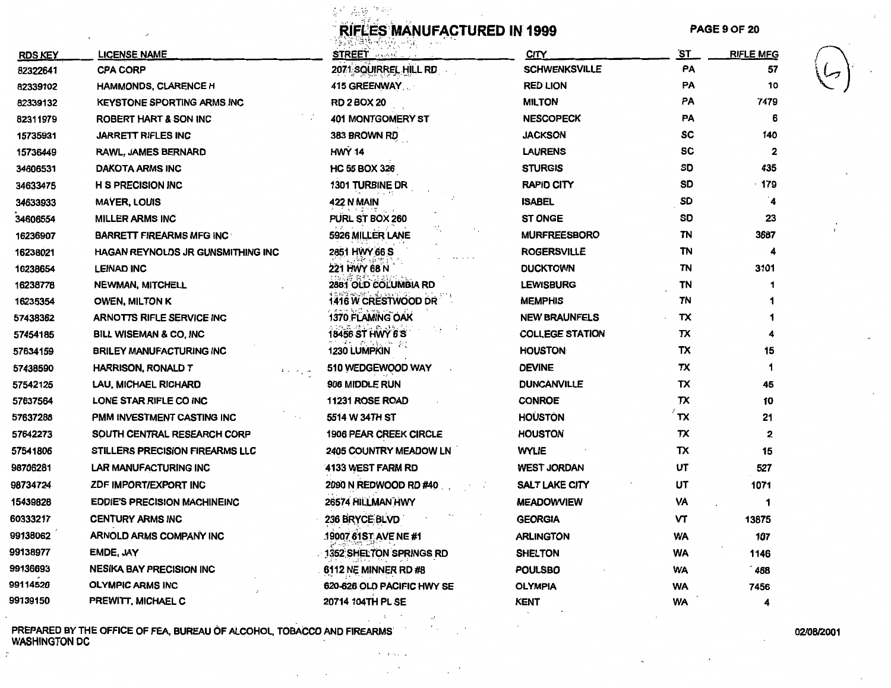# RIFLES MANUFACTURED IN 1999

| RDS KEY | LICENSE NAME | STREET | CITY | ST | RIFLE MFG |
|---|---|---|---|---|---|
| 82322641 | CPA CORP | 2071 SQUIRREL HILL RD | SCHWENKSVILLE | PA | 57 |
| 82339102 | HAMMONDS, CLARENCE H | 415 GREENWAY | RED LION | PA | 10 |
| 82339132 | KEYSTONE SPORTING ARMS INC | RD 2 BOX 20 | MILTON | PA | 7479 |
| 82311979 | ROBERT HART & SON INC | 401 MONTGOMERY ST | NESCOPECK | PA | 6 |
| 15735931 | JARRETT RIFLES INC | 383 BROWN RD | JACKSON | SC | 140 |
| 15736449 | RAWL, JAMES BERNARD | HWY 14 | LAURENS | SC | 2 |
| 34606531 | DAKOTA ARMS INC | HC 55 BOX 326 | STURGIS | SD | 435 |
| 34633475 | H S PRECISION INC | 1301 TURBINE DR | RAPID CITY | SD | 179 |
| 34633933 | MAYER, LOUIS | 422 N MAIN | ISABEL | SD | 4 |
| 34606554 | MILLER ARMS INC | PURL ST BOX 260 | ST ONGE | SD | 23 |
| 16236907 | BARRETT FIREARMS MFG INC | 5926 MILLER LANE | MURFREESBORO | TN | 3687 |
| 16238021 | HAGAN REYNOLDS JR GUNSMITHING INC | 2851 HWY 66 S | ROGERSVILLE | TN | 4 |
| 16238654 | LEINAD INC | 221 HWY 68 N | DUCKTOWN | TN | 3101 |
| 16238778 | NEWMAN, MITCHELL | 2881 OLD COLUMBIA RD | LEWISBURG | TN | 1 |
| 16235354 | OWEN, MILTON K | 1416 W CRESTWOOD DR | MEMPHIS | TN | 1 |
| 57438362 | ARNOTTS RIFLE SERVICE INC | 1370 FLAMING OAK | NEW BRAUNFELS | TX | 1 |
| 57454185 | BILL WISEMAN & CO, INC | 18456 ST HWY 6 S | COLLEGE STATION | TX | 4 |
| 57634159 | BRILEY MANUFACTURING INC | 1230 LUMPKIN | HOUSTON | TX | 15 |
| 57438590 | HARRISON, RONALD T | 510 WEDGEWOOD WAY | DEVINE | TX | 1 |
| 57542125 | LAU, MICHAEL RICHARD | 906 MIDDLE RUN | DUNCANVILLE | TX | 45 |
| 57637564 | LONE STAR RIFLE CO INC | 11231 ROSE ROAD | CONROE | TX | 10 |
| 57637288 | PMM INVESTMENT CASTING INC | 5514 W 34TH ST | HOUSTON | TX | 21 |
| 57642273 | SOUTH CENTRAL RESEARCH CORP | 1906 PEAR CREEK CIRCLE | HOUSTON | TX | 2 |
| 57541806 | STILLERS PRECISION FIREARMS LLC | 2405 COUNTRY MEADOW LN | WYLIE | TX | 15 |
| 98706281 | LAR MANUFACTURING INC | 4133 WEST FARM RD | WEST JORDAN | UT | 527 |
| 98734724 | ZDF IMPORT/EXPORT INC | 2090 N REDWOOD RD #40 | SALT LAKE CITY | UT | 1071 |
| 15439828 | EDDIE'S PRECISION MACHINEINC | 26574 HILLMAN HWY | MEADOWVIEW | VA | 1 |
| 60333217 | CENTURY ARMS INC | 236 BRYCE BLVD | GEORGIA | VT | 13875 |
| 99138062 | ARNOLD ARMS COMPANY INC | 19007 61ST AVE NE #1 | ARLINGTON | WA | 107 |
| 99138977 | EMDE, JAY | 1352 SHELTON SPRINGS RD | SHELTON | WA | 1146 |
| 99136693 | NESIKA BAY PRECISION INC | 6112 NE MINNER RD #8 | POULSBO | WA | 468 |
| 99114520 | OLYMPIC ARMS INC | 620-626 OLD PACIFIC HWY SE | OLYMPIA | WA | 7456 |
| 99139150 | PREWITT, MICHAEL C | 20714 104TH PL SE | KENT | WA | 4 |

PREPARED BY THE OFFICE OF FEA, BUREAU OF ALCOHOL, TOBACCO AND FIREARMS
WASHINGTON DC

02/08/2001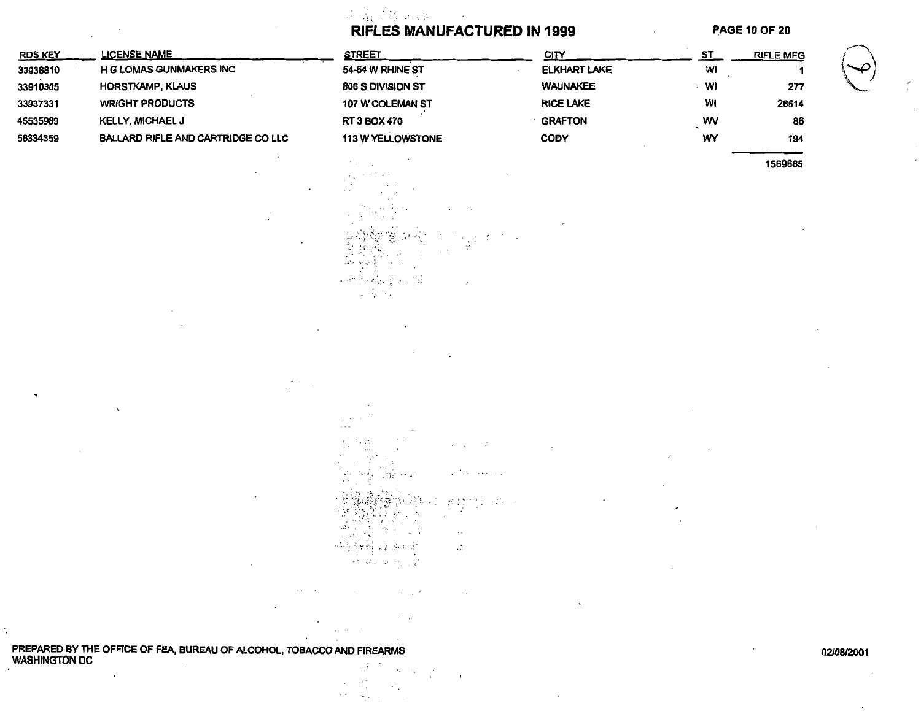# RIFLES MANUFACTURED IN 1999

| RDS KEY | LICENSE NAME | STREET | CITY | ST | RIFLE MFG |
|---|---|---|---|---|---|
| 33936810 | H G LOMAS GUNMAKERS INC | 54-64 W RHINE ST | ELKHART LAKE | WI | 1 |
| 33910305 | HORSTKAMP, KLAUS | 806 S DIVISION ST | WAUNAKEE | WI | 277 |
| 33937331 | WRIGHT PRODUCTS | 107 W COLEMAN ST | RICE LAKE | WI | 28614 |
| 45535989 | KELLY, MICHAEL J | RT 3 BOX 470 | GRAFTON | WV | 86 |
| 58334359 | BALLARD RIFLE AND CARTRIDGE CO LLC | 113 W YELLOWSTONE | CODY | WY | 194 |
| | | | | | 1569685 |

PREPARED BY THE OFFICE OF FEA, BUREAU OF ALCOHOL, TOBACCO AND FIREARMS
WASHINGTON DC

02/08/2001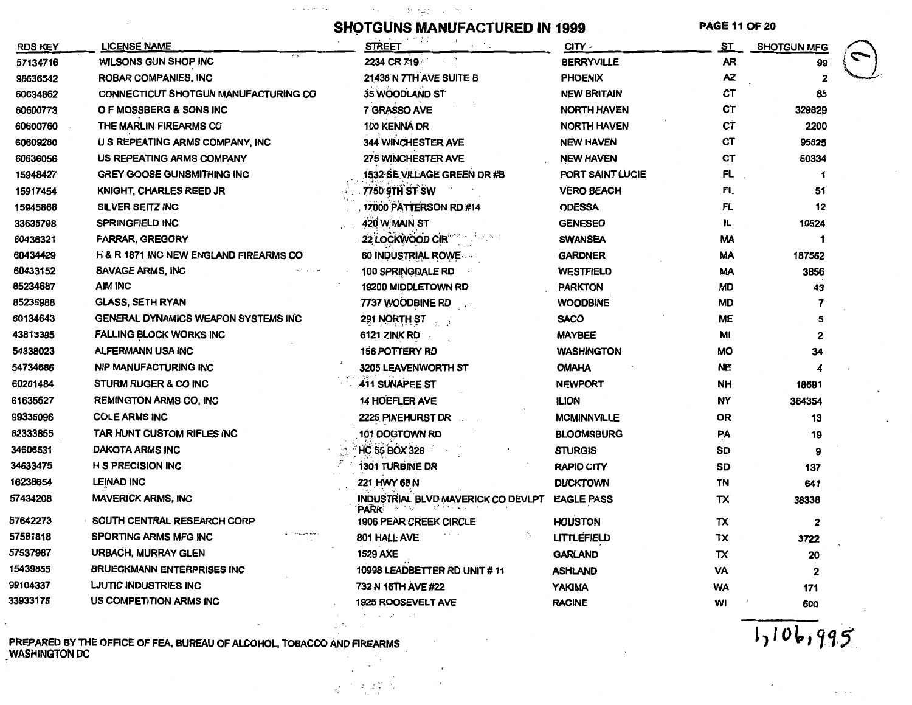# SHOTGUNS MANUFACTURED IN 1999

| RDS KEY | LICENSE NAME | STREET | CITY | ST | SHOTGUN MFG |
|---|---|---|---|---|---|
| 57134716 | WILSONS GUN SHOP INC | 2234 CR 719 | BERRYVILLE | AR | 99 |
| 98636542 | ROBAR COMPANIES, INC | 21438 N 7TH AVE SUITE B | PHOENIX | AZ | 2 |
| 60634862 | CONNECTICUT SHOTGUN MANUFACTURING CO | 35 WOODLAND ST | NEW BRITAIN | CT | 85 |
| 60600773 | O F MOSSBERG & SONS INC | 7 GRASSO AVE | NORTH HAVEN | CT | 329829 |
| 60600760 | THE MARLIN FIREARMS CO | 100 KENNA DR | NORTH HAVEN | CT | 2200 |
| 60609280 | U S REPEATING ARMS COMPANY, INC | 344 WINCHESTER AVE | NEW HAVEN | CT | 95625 |
| 60636056 | US REPEATING ARMS COMPANY | 275 WINCHESTER AVE | NEW HAVEN | CT | 50334 |
| 15948427 | GREY GOOSE GUNSMITHING INC | 1532 SE VILLAGE GREEN DR #B | PORT SAINT LUCIE | FL | 1 |
| 15917454 | KNIGHT, CHARLES REED JR | 7750 9TH ST SW | VERO BEACH | FL | 51 |
| 15945866 | SILVER SEITZ INC | 17000 PATTERSON RD #14 | ODESSA | FL | 12 |
| 33635798 | SPRINGFIELD INC | 420 W MAIN ST | GENESEO | IL | 10524 |
| 60436321 | FARRAR, GREGORY | 22 LOCKWOOD CIR | SWANSEA | MA | 1 |
| 60434429 | H & R 1871 INC NEW ENGLAND FIREARMS CO | 60 INDUSTRIAL ROWE | GARDNER | MA | 187562 |
| 60433152 | SAVAGE ARMS, INC | 100 SPRINGDALE RD | WESTFIELD | MA | 3856 |
| 85234687 | AIM INC | 19200 MIDDLETOWN RD | PARKTON | MD | 43 |
| 85236988 | GLASS, SETH RYAN | 7737 WOODBINE RD | WOODBINE | MD | 7 |
| 60134643 | GENERAL DYNAMICS WEAPON SYSTEMS INC | 291 NORTH ST | SACO | ME | 5 |
| 43813395 | FALLING BLOCK WORKS INC | 6121 ZINK RD | MAYBEE | MI | 2 |
| 54338023 | ALFERMANN USA INC | 156 POTTERY RD | WASHINGTON | MO | 34 |
| 54734686 | NIP MANUFACTURING INC | 3205 LEAVENWORTH ST | OMAHA | NE | 4 |
| 60201484 | STURM RUGER & CO INC | 411 SUNAPEE ST | NEWPORT | NH | 18691 |
| 61635527 | REMINGTON ARMS CO, INC | 14 HOEFLER AVE | ILION | NY | 364354 |
| 99335096 | COLE ARMS INC | 2225 PINEHURST DR | MCMINNVILLE | OR | 13 |
| 82333855 | TAR HUNT CUSTOM RIFLES INC | 101 DOGTOWN RD | BLOOMSBURG | PA | 19 |
| 34606531 | DAKOTA ARMS INC | HC 55 BOX 326 | STURGIS | SD | 9 |
| 34633475 | H S PRECISION INC | 1301 TURBINE DR | RAPID CITY | SD | 137 |
| 16238654 | LEINAD INC | 221 HWY 68 N | DUCKTOWN | TN | 641 |
| 57434208 | MAVERICK ARMS, INC | INDUSTRIAL BLVD MAVERICK CO DEVLPT PARK | EAGLE PASS | TX | 38338 |
| 57642273 | SOUTH CENTRAL RESEARCH CORP | 1906 PEAR CREEK CIRCLE | HOUSTON | TX | 2 |
| 57581818 | SPORTING ARMS MFG INC | 801 HALL AVE | LITTLEFIELD | TX | 3722 |
| 57537987 | URBACH, MURRAY GLEN | 1529 AXE | GARLAND | TX | 20 |
| 15439855 | BRUECKMANN ENTERPRISES INC | 10998 LEADBETTER RD UNIT # 11 | ASHLAND | VA | 2 |
| 99104337 | LJUTIC INDUSTRIES INC | 732 N 16TH AVE #22 | YAKIMA | WA | 171 |
| 33933175 | US COMPETITION ARMS INC | 1925 ROOSEVELT AVE | RACINE | WI | 600 |
| | | | | | 1,106,995 |

PREPARED BY THE OFFICE OF FEA, BUREAU OF ALCOHOL, TOBACCO AND FIREARMS
WASHINGTON DC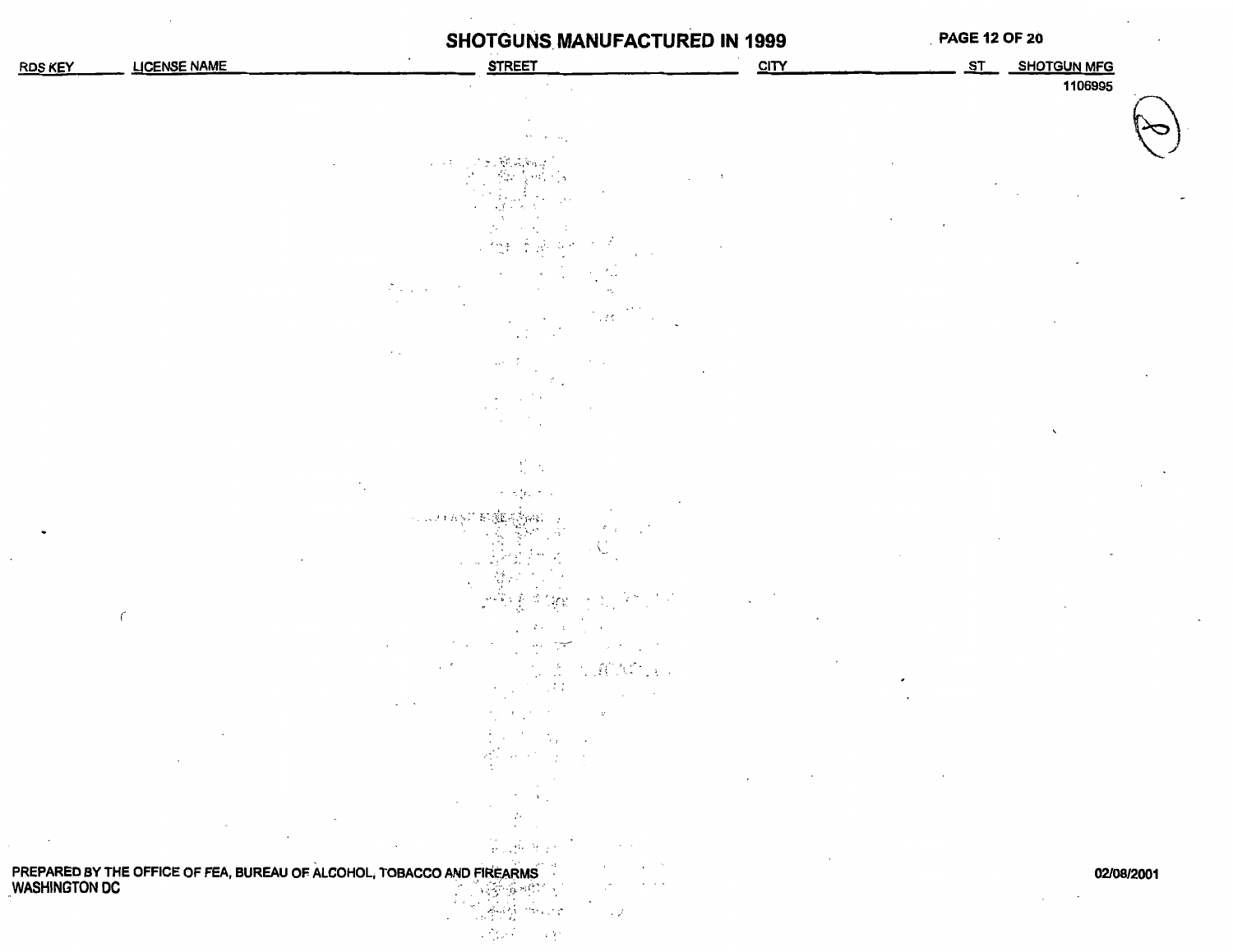# SHOTGUNS MANUFACTURED IN 1999

| RDS KEY | LICENSE NAME | STREET | CITY | ST | SHOTGUN MFG |
|---|---|---|---|---|---|
| | | | | | 1106995 |

PREPARED BY THE OFFICE OF FEA, BUREAU OF ALCOHOL, TOBACCO AND FIREARMS
WASHINGTON DC

02/08/2001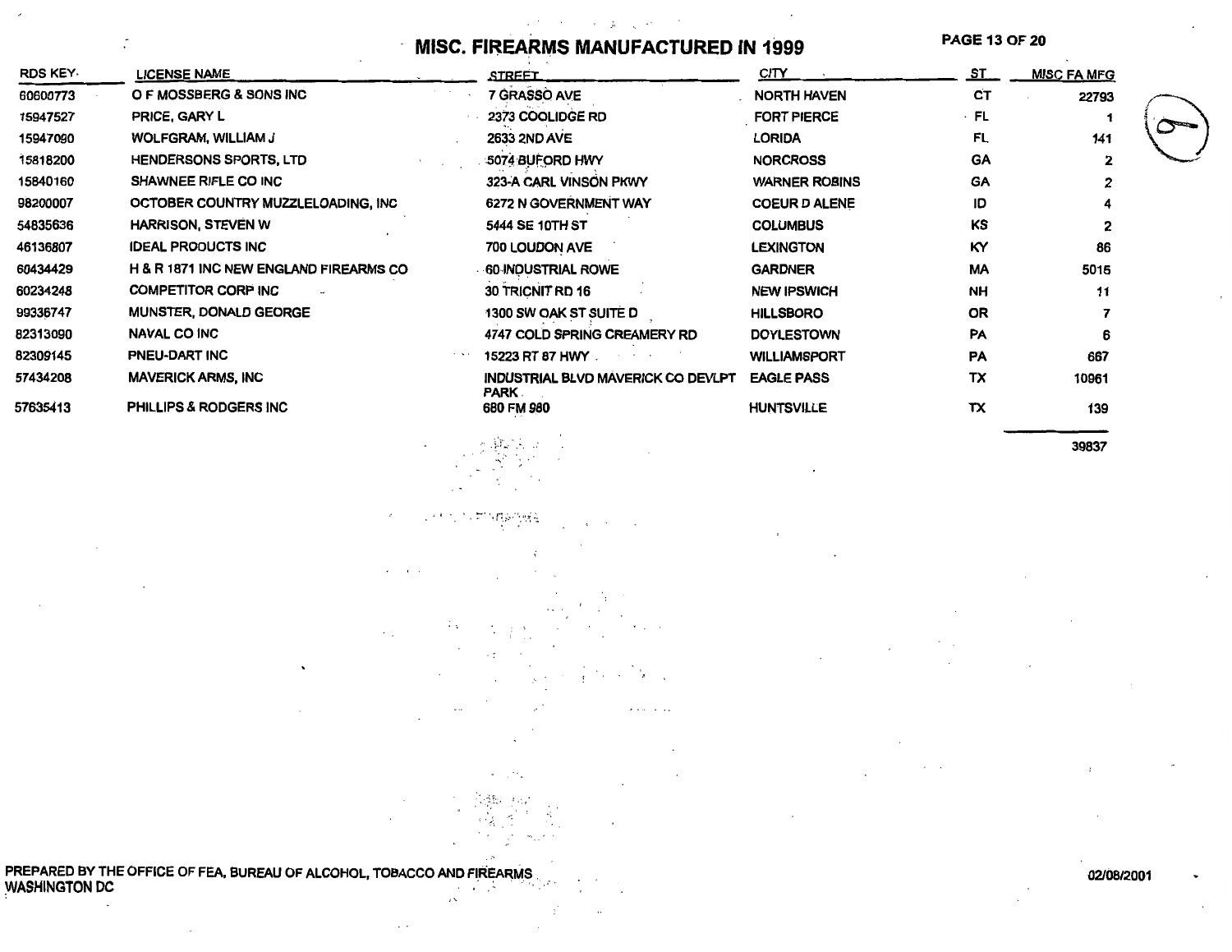# MISC. FIREARMS MANUFACTURED IN 1999

| RDS KEY | LICENSE NAME | STREET | CITY | ST | MISC FA MFG |
|---|---|---|---|---|---|
| 60600773 | O F MOSSBERG & SONS INC | 7 GRASSO AVE | NORTH HAVEN | CT | 22793 |
| 15947527 | PRICE, GARY L | 2373 COOLIDGE RD | FORT PIERCE | FL | 1 |
| 15947090 | WOLFGRAM, WILLIAM J | 2633 2ND AVE | LORIDA | FL | 141 |
| 15818200 | HENDERSONS SPORTS, LTD | 5074 BUFORD HWY | NORCROSS | GA | 2 |
| 15840160 | SHAWNEE RIFLE CO INC | 323-A CARL VINSON PKWY | WARNER ROBINS | GA | 2 |
| 98200007 | OCTOBER COUNTRY MUZZLELOADING, INC | 6272 N GOVERNMENT WAY | COEUR D ALENE | ID | 4 |
| 54835636 | HARRISON, STEVEN W | 5444 SE 10TH ST | COLUMBUS | KS | 2 |
| 46136807 | IDEAL PRODUCTS INC | 700 LOUDON AVE | LEXINGTON | KY | 86 |
| 60434429 | H & R 1871 INC NEW ENGLAND FIREARMS CO | 60 INDUSTRIAL ROWE | GARDNER | MA | 5015 |
| 60234248 | COMPETITOR CORP INC | 30 TRICNIT RD 16 | NEW IPSWICH | NH | 11 |
| 99336747 | MUNSTER, DONALD GEORGE | 1300 SW OAK ST SUITE D | HILLSBORO | OR | 7 |
| 82313090 | NAVAL CO INC | 4747 COLD SPRING CREAMERY RD | DOYLESTOWN | PA | 6 |
| 82309145 | PNEU-DART INC | 15223 RT 87 HWY | WILLIAMSPORT | PA | 667 |
| 57434208 | MAVERICK ARMS, INC | INDUSTRIAL BLVD MAVERICK CO DEVLPT PARK | EAGLE PASS | TX | 10961 |
| 57635413 | PHILLIPS & RODGERS INC | 680 FM 980 | HUNTSVILLE | TX | 139 |
| | | | | | 39837 |

PREPARED BY THE OFFICE OF FEA, BUREAU OF ALCOHOL, TOBACCO AND FIREARMS
WASHINGTON DC

02/08/2001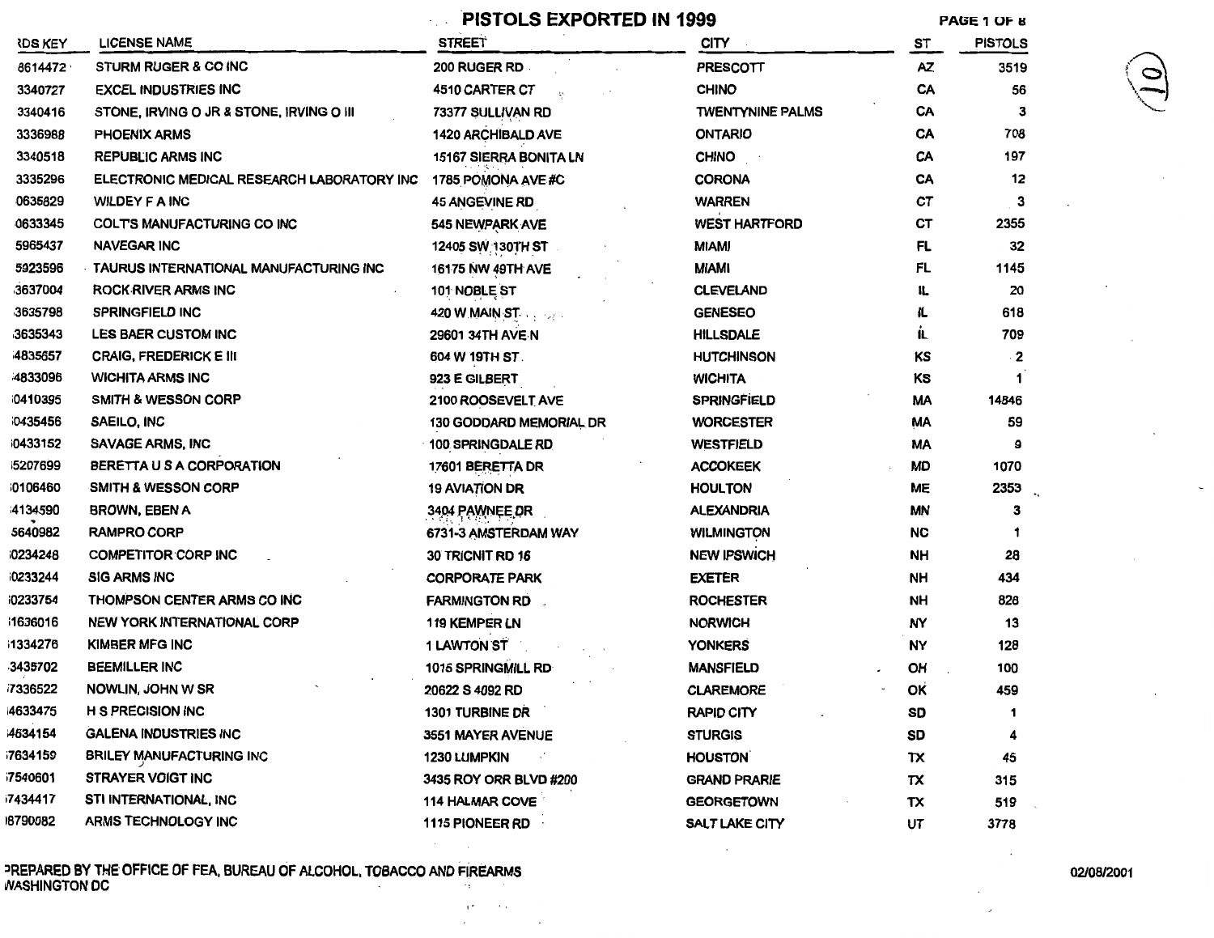# PISTOLS EXPORTED IN 1999

| RDS KEY | LICENSE NAME | STREET | CITY | ST | PISTOLS |
|---|---|---|---|---|---|
| 8614472 | STURM RUGER & CO INC | 200 RUGER RD | PRESCOTT | AZ | 3519 |
| 3340727 | EXCEL INDUSTRIES INC | 4510 CARTER CT | CHINO | CA | 56 |
| 3340416 | STONE, IRVING O JR & STONE, IRVING O III | 73377 SULLIVAN RD | TWENTYNINE PALMS | CA | 3 |
| 3336988 | PHOENIX ARMS | 1420 ARCHIBALD AVE | ONTARIO | CA | 708 |
| 3340518 | REPUBLIC ARMS INC | 15167 SIERRA BONITA LN | CHINO | CA | 197 |
| 3335296 | ELECTRONIC MEDICAL RESEARCH LABORATORY INC | 1785 POMONA AVE #C | CORONA | CA | 12 |
| 0635829 | WILDEY F A INC | 45 ANGEVINE RD | WARREN | CT | 3 |
| 0633345 | COLT'S MANUFACTURING CO INC | 545 NEWPARK AVE | WEST HARTFORD | CT | 2355 |
| 5965437 | NAVEGAR INC | 12405 SW 130TH ST | MIAMI | FL | 32 |
| 5923596 | TAURUS INTERNATIONAL MANUFACTURING INC | 16175 NW 49TH AVE | MIAMI | FL | 1145 |
| 3637004 | ROCK RIVER ARMS INC | 101 NOBLE ST | CLEVELAND | IL | 20 |
| 3635798 | SPRINGFIELD INC | 420 W MAIN ST | GENESEO | IL | 618 |
| 3635343 | LES BAER CUSTOM INC | 29601 34TH AVE N | HILLSDALE | IL | 709 |
| 4835657 | CRAIG, FREDERICK E III | 604 W 19TH ST | HUTCHINSON | KS | 2 |
| 4833096 | WICHITA ARMS INC | 923 E GILBERT | WICHITA | KS | 1 |
| 0410395 | SMITH & WESSON CORP | 2100 ROOSEVELT AVE | SPRINGFIELD | MA | 14846 |
| 0435456 | SAEILO, INC | 130 GODDARD MEMORIAL DR | WORCESTER | MA | 59 |
| 0433152 | SAVAGE ARMS, INC | 100 SPRINGDALE RD | WESTFIELD | MA | 9 |
| 5207699 | BERETTA U S A CORPORATION | 17601 BERETTA DR | ACCOKEEK | MD | 1070 |
| 0106460 | SMITH & WESSON CORP | 19 AVIATION DR | HOULTON | ME | 2353 |
| 4134590 | BROWN, EBEN A | 3404 PAWNEE DR | ALEXANDRIA | MN | 3 |
| 5640982 | RAMPRO CORP | 6731-3 AMSTERDAM WAY | WILMINGTON | NC | 1 |
| 0234248 | COMPETITOR CORP INC | 30 TRICNIT RD 16 | NEW IPSWICH | NH | 28 |
| 0233244 | SIG ARMS INC | CORPORATE PARK | EXETER | NH | 434 |
| 0233754 | THOMPSON CENTER ARMS CO INC | FARMINGTON RD | ROCHESTER | NH | 826 |
| 1636016 | NEW YORK INTERNATIONAL CORP | 119 KEMPER LN | NORWICH | NY | 13 |
| 1334276 | KIMBER MFG INC | 1 LAWTON ST | YONKERS | NY | 128 |
| 3435702 | BEEMILLER INC | 1015 SPRINGMILL RD | MANSFIELD | OH | 100 |
| 7336522 | NOWLIN, JOHN W SR | 20622 S 4092 RD | CLAREMORE | OK | 459 |
| 4633475 | H S PRECISION INC | 1301 TURBINE DR | RAPID CITY | SD | 1 |
| 4634154 | GALENA INDUSTRIES INC | 3551 MAYER AVENUE | STURGIS | SD | 4 |
| 7634159 | BRILEY MANUFACTURING INC | 1230 LUMPKIN | HOUSTON | TX | 45 |
| 7540601 | STRAYER VOIGT INC | 3435 ROY ORR BLVD #200 | GRAND PRARIE | TX | 315 |
| 7434417 | STI INTERNATIONAL, INC | 114 HALMAR COVE | GEORGETOWN | TX | 519 |
| 8790082 | ARMS TECHNOLOGY INC | 1115 PIONEER RD | SALT LAKE CITY | UT | 3778 |

PREPARED BY THE OFFICE OF FEA, BUREAU OF ALCOHOL, TOBACCO AND FIREARMS
WASHINGTON DC

02/08/2001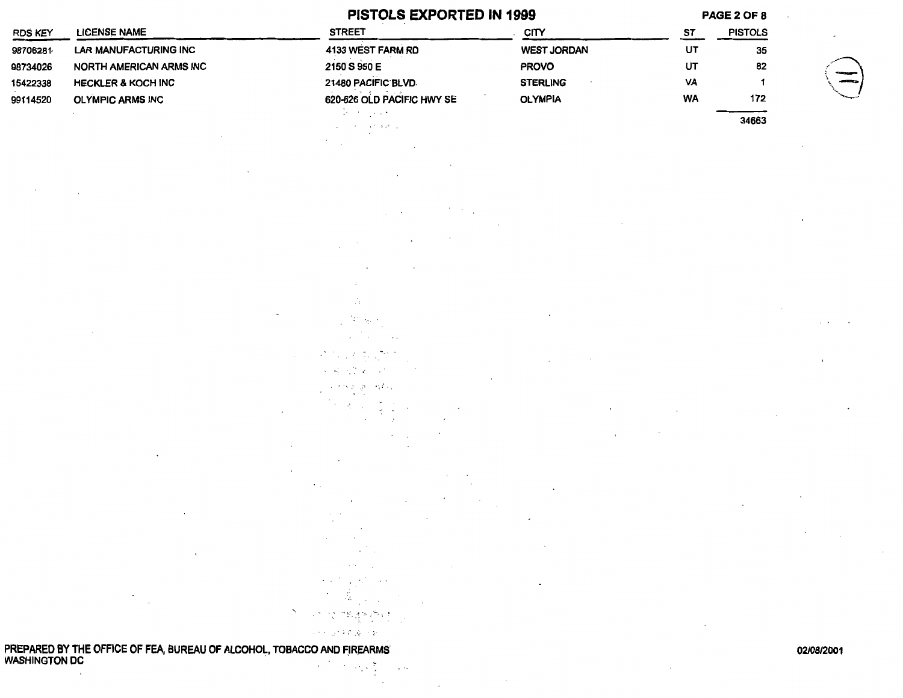# PISTOLS EXPORTED IN 1999

| RDS KEY | LICENSE NAME | STREET | CITY | ST | PISTOLS |
|---|---|---|---|---|---|
| 98706281 | LAR MANUFACTURING INC | 4133 WEST FARM RD | WEST JORDAN | UT | 35 |
| 98734026 | NORTH AMERICAN ARMS INC | 2150 S 950 E | PROVO | UT | 82 |
| 15422338 | HECKLER & KOCH INC | 21480 PACIFIC BLVD | STERLING | VA | 1 |
| 99114520 | OLYMPIC ARMS INC | 620-626 OLD PACIFIC HWY SE | OLYMPIA | WA | 172 |
| | | | | | 34663 |

PREPARED BY THE OFFICE OF FEA, BUREAU OF ALCOHOL, TOBACCO AND FIREARMS
WASHINGTON DC

02/08/2001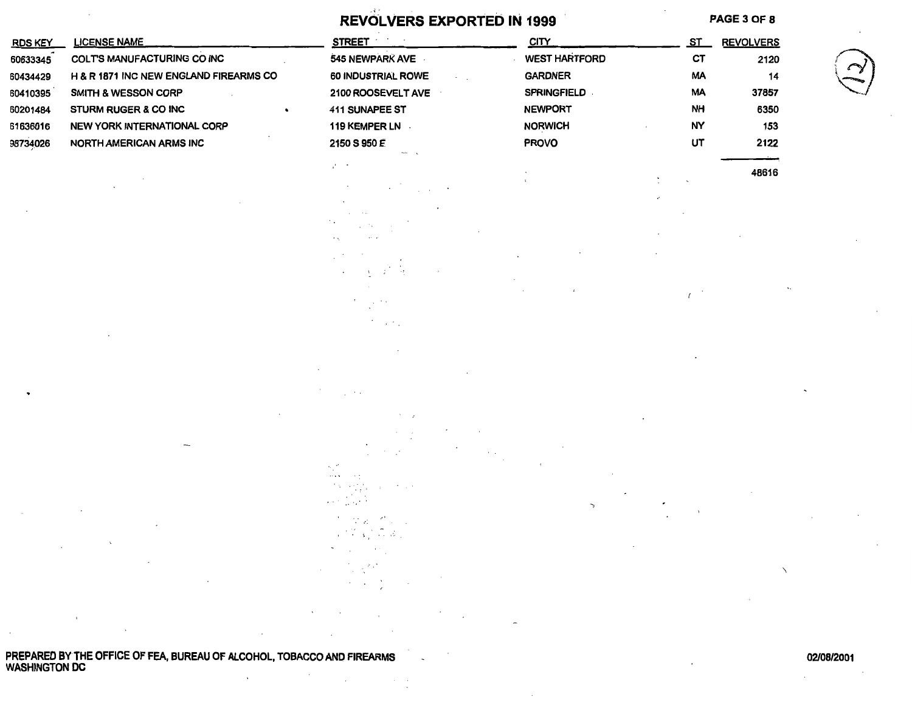# REVOLVERS EXPORTED IN 1999

| RDS KEY | LICENSE NAME | STREET | CITY | ST | REVOLVERS |
|---|---|---|---|---|---|
| 60633345 | COLT'S MANUFACTURING CO INC | 545 NEWPARK AVE | WEST HARTFORD | CT | 2120 |
| 60434429 | H & R 1871 INC NEW ENGLAND FIREARMS CO | 60 INDUSTRIAL ROWE | GARDNER | MA | 14 |
| 60410395 | SMITH & WESSON CORP | 2100 ROOSEVELT AVE | SPRINGFIELD | MA | 37857 |
| 60201484 | STURM RUGER & CO INC | 411 SUNAPEE ST | NEWPORT | NH | 6350 |
| 61636016 | NEW YORK INTERNATIONAL CORP | 119 KEMPER LN | NORWICH | NY | 153 |
| 98734026 | NORTH AMERICAN ARMS INC | 2150 S 950 E | PROVO | UT | 2122 |
| | | | | | 48616 |

PREPARED BY THE OFFICE OF FEA, BUREAU OF ALCOHOL, TOBACCO AND FIREARMS
WASHINGTON DC

02/08/2001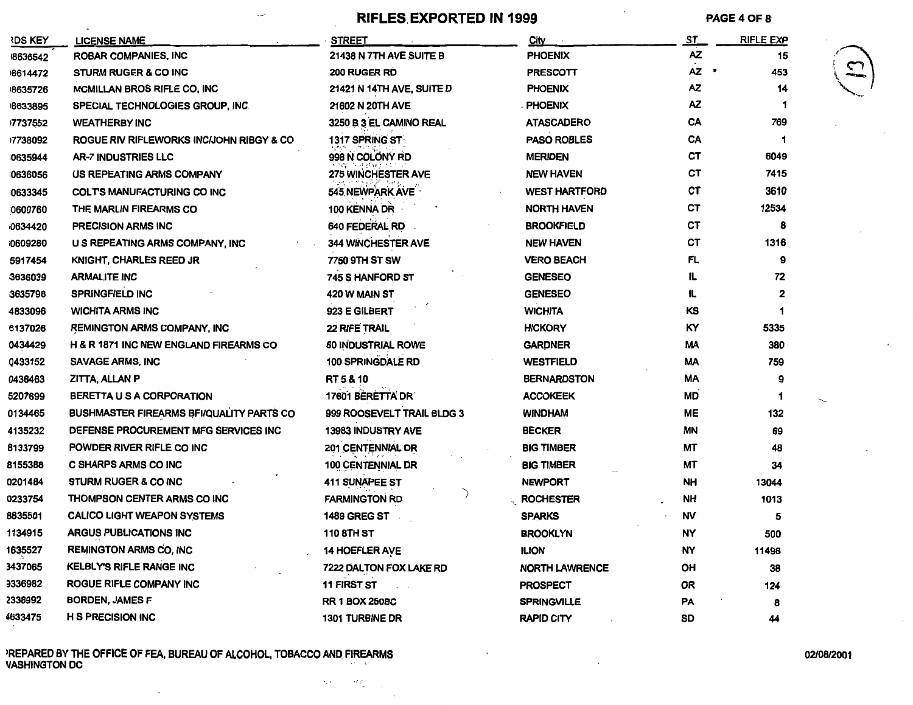# RIFLES EXPORTED IN 1999

| RDS KEY | LICENSE NAME | STREET | City | ST | RIFLE EXP |
|---|---|---|---|---|---|
| 8636542 | ROBAR COMPANIES, INC | 21438 N 7TH AVE SUITE B | PHOENIX | AZ | 15 |
| 8614472 | STURM RUGER & CO INC | 200 RUGER RD | PRESCOTT | AZ | 453 |
| 8635726 | MCMILLAN BROS RIFLE CO, INC | 21421 N 14TH AVE, SUITE D | PHOENIX | AZ | 14 |
| 8633895 | SPECIAL TECHNOLOGIES GROUP, INC | 21602 N 20TH AVE | PHOENIX | AZ | 1 |
| 7737552 | WEATHERBY INC | 3250 B 3 EL CAMINO REAL | ATASCADERO | CA | 769 |
| 7738092 | ROGUE RIV RIFLEWORKS INC/JOHN RIBGY & CO | 1317 SPRING ST | PASO ROBLES | CA | 1 |
| 0635944 | AR-7 INDUSTRIES LLC | 998 N COLONY RD | MERIDEN | CT | 6049 |
| 0636056 | US REPEATING ARMS COMPANY | 275 WINCHESTER AVE | NEW HAVEN | CT | 7415 |
| 0633345 | COLT'S MANUFACTURING CO INC | 545 NEWPARK AVE | WEST HARTFORD | CT | 3610 |
| 0600760 | THE MARLIN FIREARMS CO | 100 KENNA DR | NORTH HAVEN | CT | 12534 |
| 0634420 | PRECISION ARMS INC | 640 FEDERAL RD | BROOKFIELD | CT | 8 |
| 0609280 | U S REPEATING ARMS COMPANY, INC | 344 WINCHESTER AVE | NEW HAVEN | CT | 1316 |
| 5917454 | KNIGHT, CHARLES REED JR | 7750 9TH ST SW | VERO BEACH | FL | 9 |
| 3636039 | ARMALITE INC | 745 S HANFORD ST | GENESEO | IL | 72 |
| 3635798 | SPRINGFIELD INC | 420 W MAIN ST | GENESEO | IL | 2 |
| 4833096 | WICHITA ARMS INC | 923 E GILBERT | WICHITA | KS | 1 |
| 6137026 | REMINGTON ARMS COMPANY, INC | 22 RIFE TRAIL | HICKORY | KY | 5335 |
| 0434429 | H & R 1871 INC NEW ENGLAND FIREARMS CO | 60 INDUSTRIAL ROWE | GARDNER | MA | 380 |
| 0433152 | SAVAGE ARMS, INC | 100 SPRINGDALE RD | WESTFIELD | MA | 759 |
| 0436463 | ZITTA, ALLAN P | RT 5 & 10 | BERNARDSTON | MA | 9 |
| 5207699 | BERETTA U S A CORPORATION | 17601 BERETTA DR | ACCOKEEK | MD | 1 |
| 0134465 | BUSHMASTER FIREARMS BFI/QUALITY PARTS CO | 999 ROOSEVELT TRAIL BLDG 3 | WINDHAM | ME | 132 |
| 4135232 | DEFENSE PROCUREMENT MFG SERVICES INC | 13983 INDUSTRY AVE | BECKER | MN | 69 |
| 8133799 | POWDER RIVER RIFLE CO INC | 201 CENTENNIAL DR | BIG TIMBER | MT | 48 |
| 8155388 | C SHARPS ARMS CO INC | 100 CENTENNIAL DR | BIG TIMBER | MT | 34 |
| 0201484 | STURM RUGER & CO INC | 411 SUNAPEE ST | NEWPORT | NH | 13044 |
| 0233754 | THOMPSON CENTER ARMS CO INC | FARMINGTON RD | ROCHESTER | NH | 1013 |
| 8835501 | CALICO LIGHT WEAPON SYSTEMS | 1489 GREG ST | SPARKS | NV | 5 |
| 1134915 | ARGUS PUBLICATIONS INC | 110 8TH ST | BROOKLYN | NY | 500 |
| 1635527 | REMINGTON ARMS CO, INC | 14 HOEFLER AVE | ILION | NY | 11498 |
| 3437065 | KELBLY'S RIFLE RANGE INC | 7222 DALTON FOX LAKE RD | NORTH LAWRENCE | OH | 38 |
| 9336982 | ROGUE RIFLE COMPANY INC | 11 FIRST ST | PROSPECT | OR | 124 |
| 2336992 | BORDEN, JAMES F | RR 1 BOX 250BC | SPRINGVILLE | PA | 8 |
| 4633475 | H S PRECISION INC | 1301 TURBINE DR | RAPID CITY | SD | 44 |

PREPARED BY THE OFFICE OF FEA, BUREAU OF ALCOHOL, TOBACCO AND FIREARMS
WASHINGTON DC

02/08/2001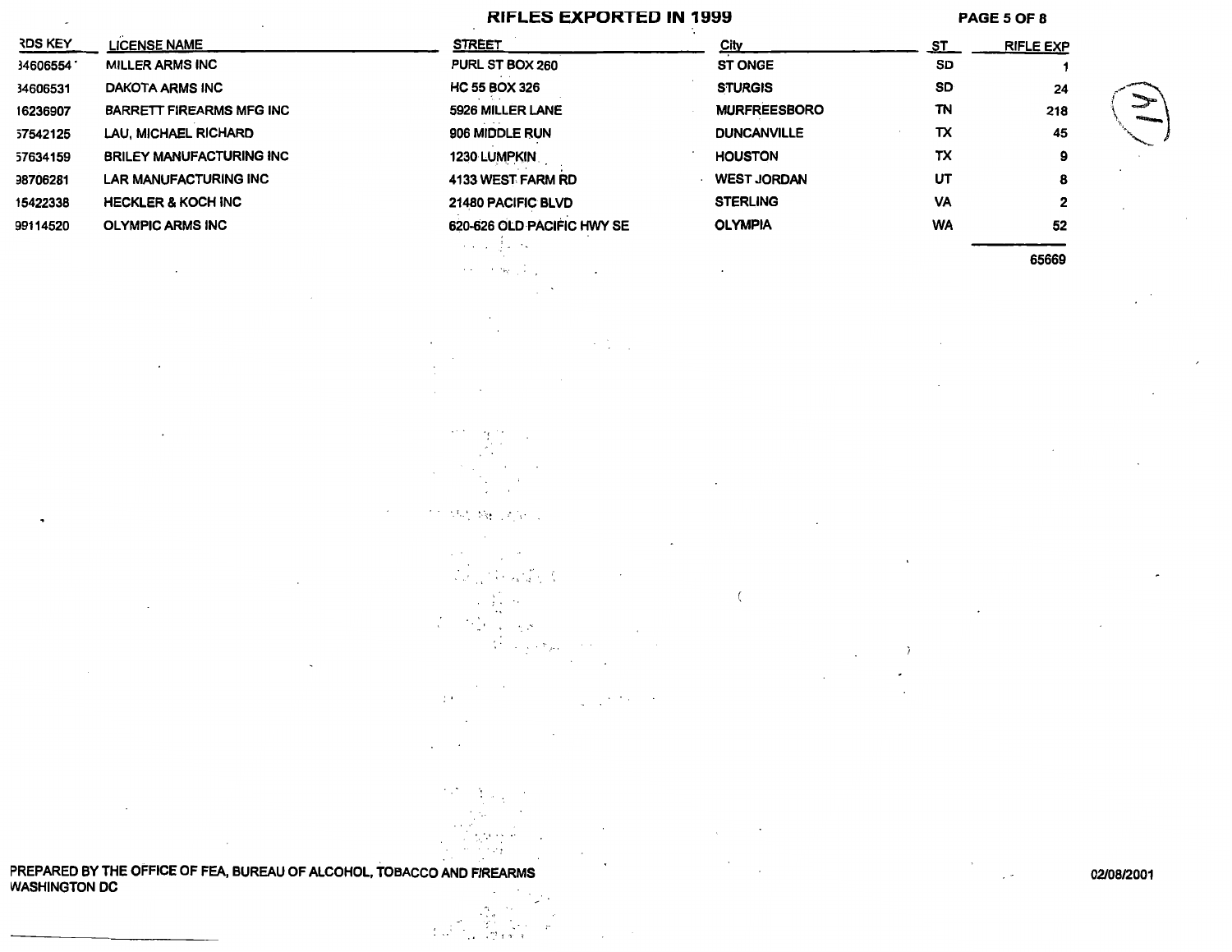# RIFLES EXPORTED IN 1999

| RDS KEY | LICENSE NAME | STREET | City | ST | RIFLE EXP |
|---|---|---|---|---|---|
| 34606554 | MILLER ARMS INC | PURL ST BOX 260 | ST ONGE | SD | 1 |
| 34606531 | DAKOTA ARMS INC | HC 55 BOX 326 | STURGIS | SD | 24 |
| 16236907 | BARRETT FIREARMS MFG INC | 5926 MILLER LANE | MURFREESBORO | TN | 218 |
| 57542125 | LAU, MICHAEL RICHARD | 906 MIDDLE RUN | DUNCANVILLE | TX | 45 |
| 57634159 | BRILEY MANUFACTURING INC | 1230 LUMPKIN | HOUSTON | TX | 9 |
| 98706281 | LAR MANUFACTURING INC | 4133 WEST FARM RD | WEST JORDAN | UT | 8 |
| 15422338 | HECKLER & KOCH INC | 21480 PACIFIC BLVD | STERLING | VA | 2 |
| 99114520 | OLYMPIC ARMS INC | 620-626 OLD PACIFIC HWY SE | OLYMPIA | WA | 52 |
| | | | | | 65669 |

PREPARED BY THE OFFICE OF FEA, BUREAU OF ALCOHOL, TOBACCO AND FIREARMS
WASHINGTON DC

02/08/2001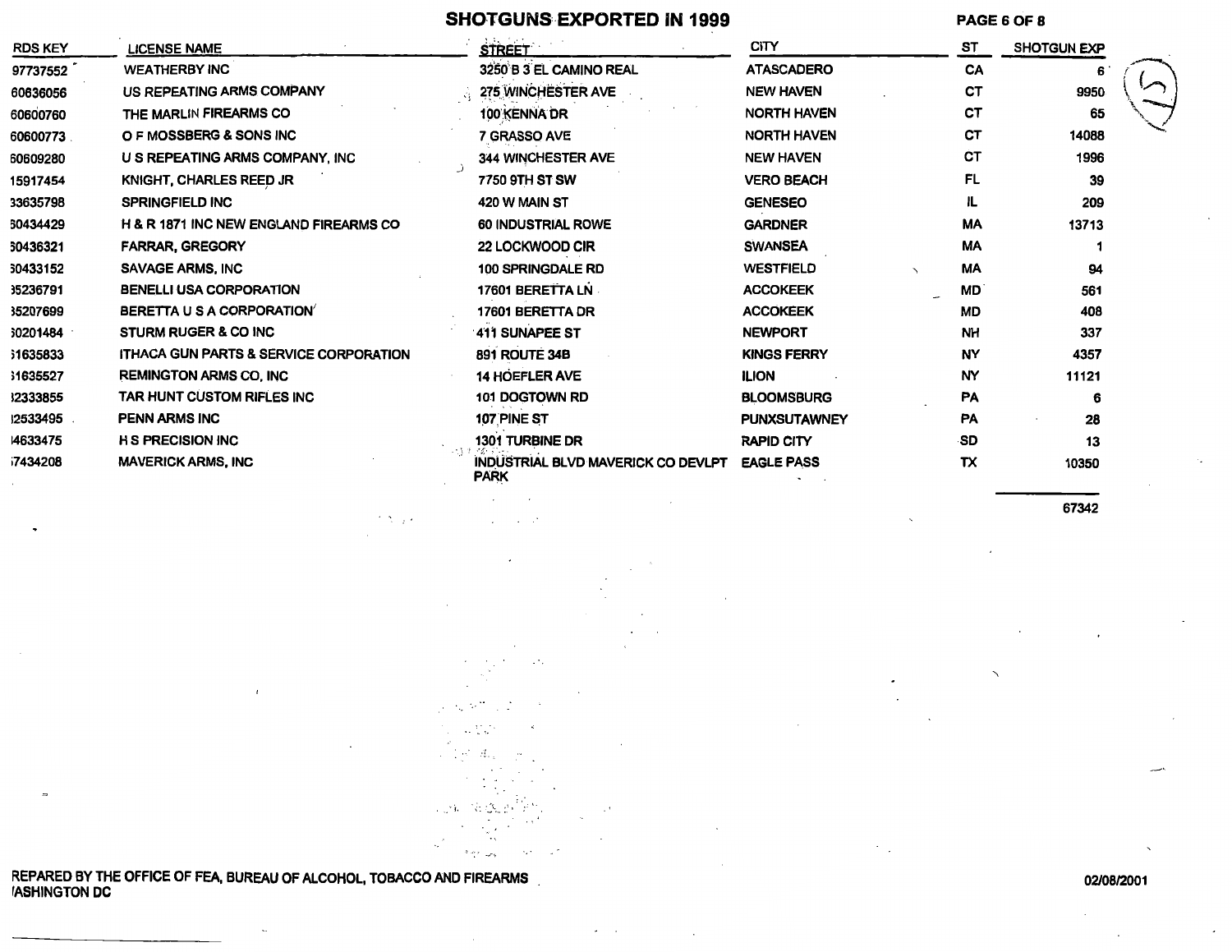# SHOTGUNS EXPORTED IN 1999

| RDS KEY | LICENSE NAME | STREET | CITY | ST | SHOTGUN EXP |
|---|---|---|---|---|---|
| 97737552 | WEATHERBY INC | 3250 B 3 EL CAMINO REAL | ATASCADERO | CA | 6 |
| 60636056 | US REPEATING ARMS COMPANY | 275 WINCHESTER AVE | NEW HAVEN | CT | 9950 |
| 60600760 | THE MARLIN FIREARMS CO | 100 KENNA DR | NORTH HAVEN | CT | 65 |
| 60600773 | O F MOSSBERG & SONS INC | 7 GRASSO AVE | NORTH HAVEN | CT | 14088 |
| 60609280 | U S REPEATING ARMS COMPANY, INC | 344 WINCHESTER AVE | NEW HAVEN | CT | 1996 |
| 15917454 | KNIGHT, CHARLES REED JR | 7750 9TH ST SW | VERO BEACH | FL | 39 |
| 33635798 | SPRINGFIELD INC | 420 W MAIN ST | GENESEO | IL | 209 |
| 60434429 | H & R 1871 INC NEW ENGLAND FIREARMS CO | 60 INDUSTRIAL ROWE | GARDNER | MA | 13713 |
| 60436321 | FARRAR, GREGORY | 22 LOCKWOOD CIR | SWANSEA | MA | 1 |
| 60433152 | SAVAGE ARMS, INC | 100 SPRINGDALE RD | WESTFIELD | MA | 94 |
| 35236791 | BENELLI USA CORPORATION | 17601 BERETTA LN | ACCOKEEK | MD | 561 |
| 35207699 | BERETTA U S A CORPORATION | 17601 BERETTA DR | ACCOKEEK | MD | 408 |
| 60201484 | STURM RUGER & CO INC | 411 SUNAPEE ST | NEWPORT | NH | 337 |
| 61635833 | ITHACA GUN PARTS & SERVICE CORPORATION | 891 ROUTE 34B | KINGS FERRY | NY | 4357 |
| 61635527 | REMINGTON ARMS CO, INC | 14 HOEFLER AVE | ILION | NY | 11121 |
| 32333855 | TAR HUNT CUSTOM RIFLES INC | 101 DOGTOWN RD | BLOOMSBURG | PA | 6 |
| 12533495 | PENN ARMS INC | 107 PINE ST | PUNXSUTAWNEY | PA | 28 |
| 14633475 | H S PRECISION INC | 1301 TURBINE DR | RAPID CITY | SD | 13 |
| 57434208 | MAVERICK ARMS, INC | INDUSTRIAL BLVD MAVERICK CO DEVLPT PARK | EAGLE PASS | TX | 10350 |
| | | | | | 67342 |

REPARED BY THE OFFICE OF FEA, BUREAU OF ALCOHOL, TOBACCO AND FIREARMS
/ASHINGTON DC

02/08/2001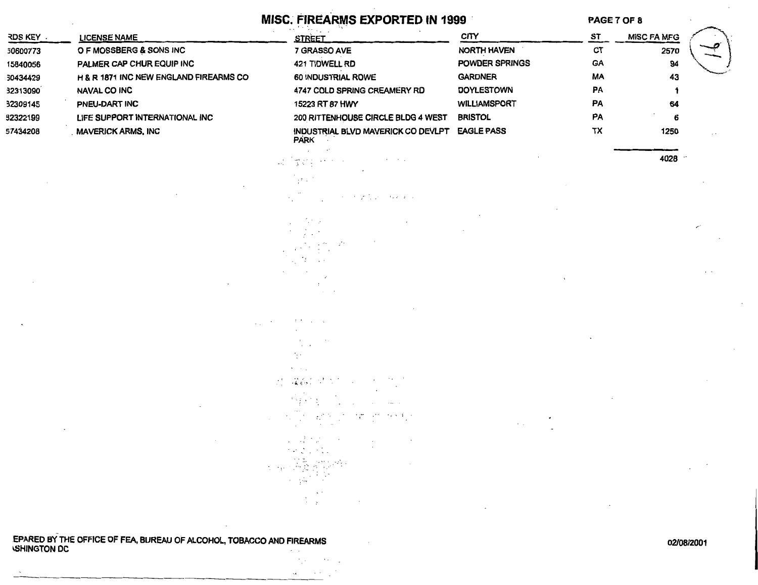# MISC. FIREARMS EXPORTED IN 1999

| RDS KEY | LICENSE NAME | STREET | CITY | ST | MISC FA MFG |
|---|---|---|---|---|---|
| 60600773 | O F MOSSBERG & SONS INC | 7 GRASSO AVE | NORTH HAVEN | CT | 2570 |
| 15840056 | PALMER CAP CHUR EQUIP INC | 421 TIDWELL RD | POWDER SPRINGS | GA | 94 |
| 60434429 | H & R 1871 INC NEW ENGLAND FIREARMS CO | 60 INDUSTRIAL ROWE | GARDNER | MA | 43 |
| 32313090 | NAVAL CO INC | 4747 COLD SPRING CREAMERY RD | DOYLESTOWN | PA | 1 |
| 32309145 | PNEU-DART INC | 15223 RT 87 HWY | WILLIAMSPORT | PA | 64 |
| 82322199 | LIFE SUPPORT INTERNATIONAL INC | 200 RITTENHOUSE CIRCLE BLDG 4 WEST | BRISTOL | PA | 6 |
| 57434208 | MAVERICK ARMS, INC | INDUSTRIAL BLVD MAVERICK CO DEVLPT PARK | EAGLE PASS | TX | 1250 |
| | | | | | 4028 |

EPARED BY THE OFFICE OF FEA, BUREAU OF ALCOHOL, TOBACCO AND FIREARMS
ASHINGTON DC

02/08/2001